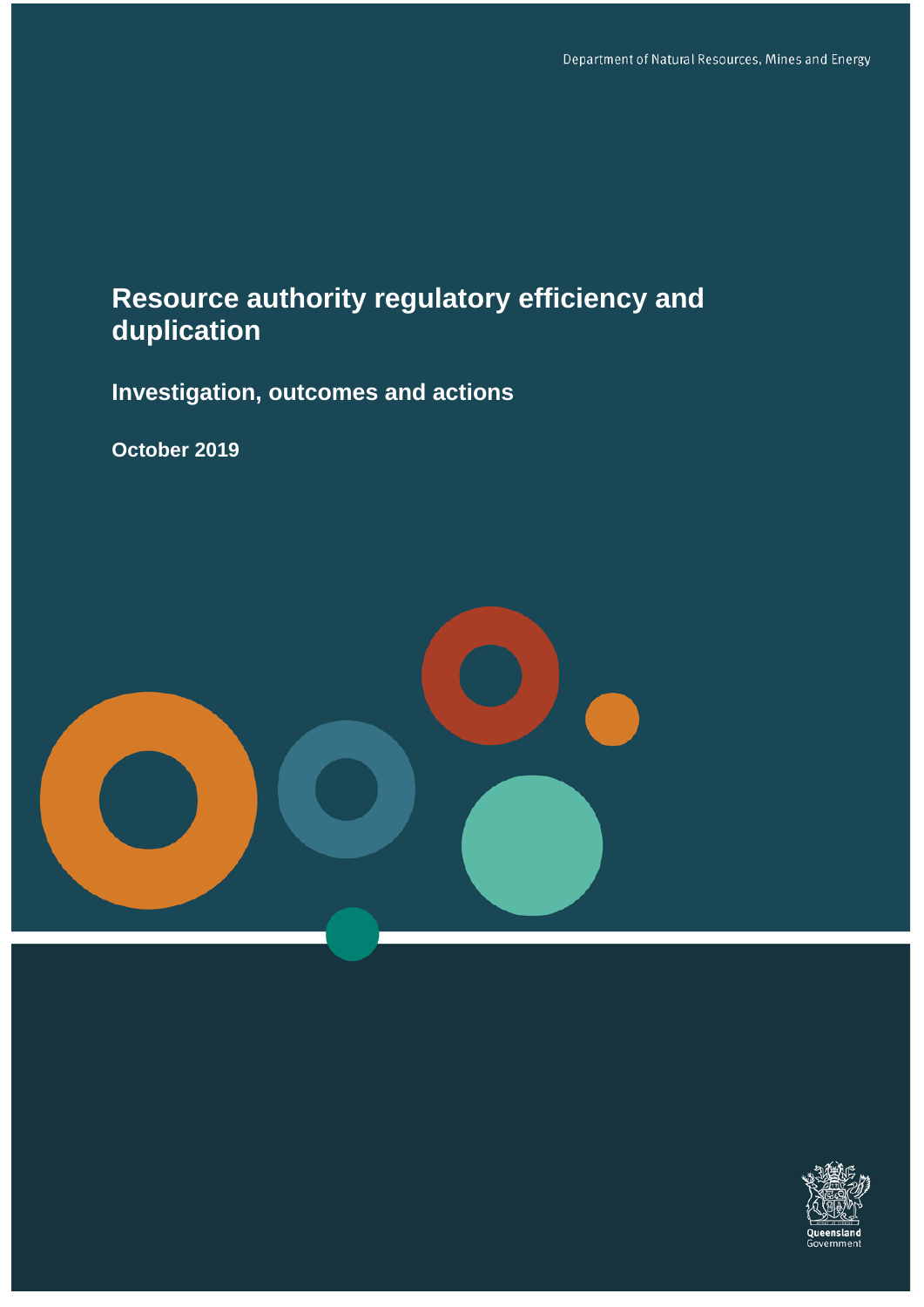Department of Natural Resources, Mines and Energy

# Resource authority regulatory efficiency and duplication

## Investigation, outcomes and actions

**October 2019**

Queensland Government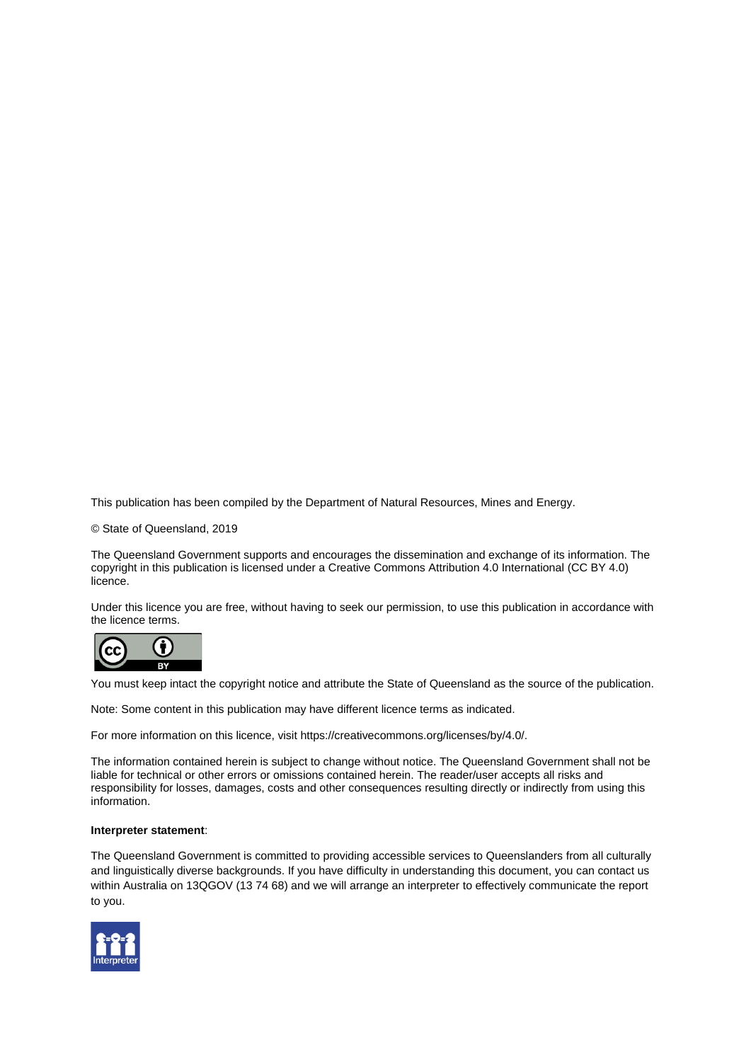This publication has been compiled by the Department of Natural Resources, Mines and Energy.

© State of Queensland, 2019

The Queensland Government supports and encourages the dissemination and exchange of its information. The copyright in this publication is licensed under a Creative Commons Attribution 4.0 International (CC BY 4.0) licence.

Under this licence you are free, without having to seek our permission, to use this publication in accordance with the licence terms.

You must keep intact the copyright notice and attribute the State of Queensland as the source of the publication.

Note: Some content in this publication may have different licence terms as indicated.

For more information on this licence, visit https://creativecommons.org/licenses/by/4.0/.

The information contained herein is subject to change without notice. The Queensland Government shall not be liable for technical or other errors or omissions contained herein. The reader/user accepts all risks and responsibility for losses, damages, costs and other consequences resulting directly or indirectly from using this information.

**Interpreter statement**:

The Queensland Government is committed to providing accessible services to Queenslanders from all culturally and linguistically diverse backgrounds. If you have difficulty in understanding this document, you can contact us within Australia on 13QGOV (13 74 68) and we will arrange an interpreter to effectively communicate the report to you.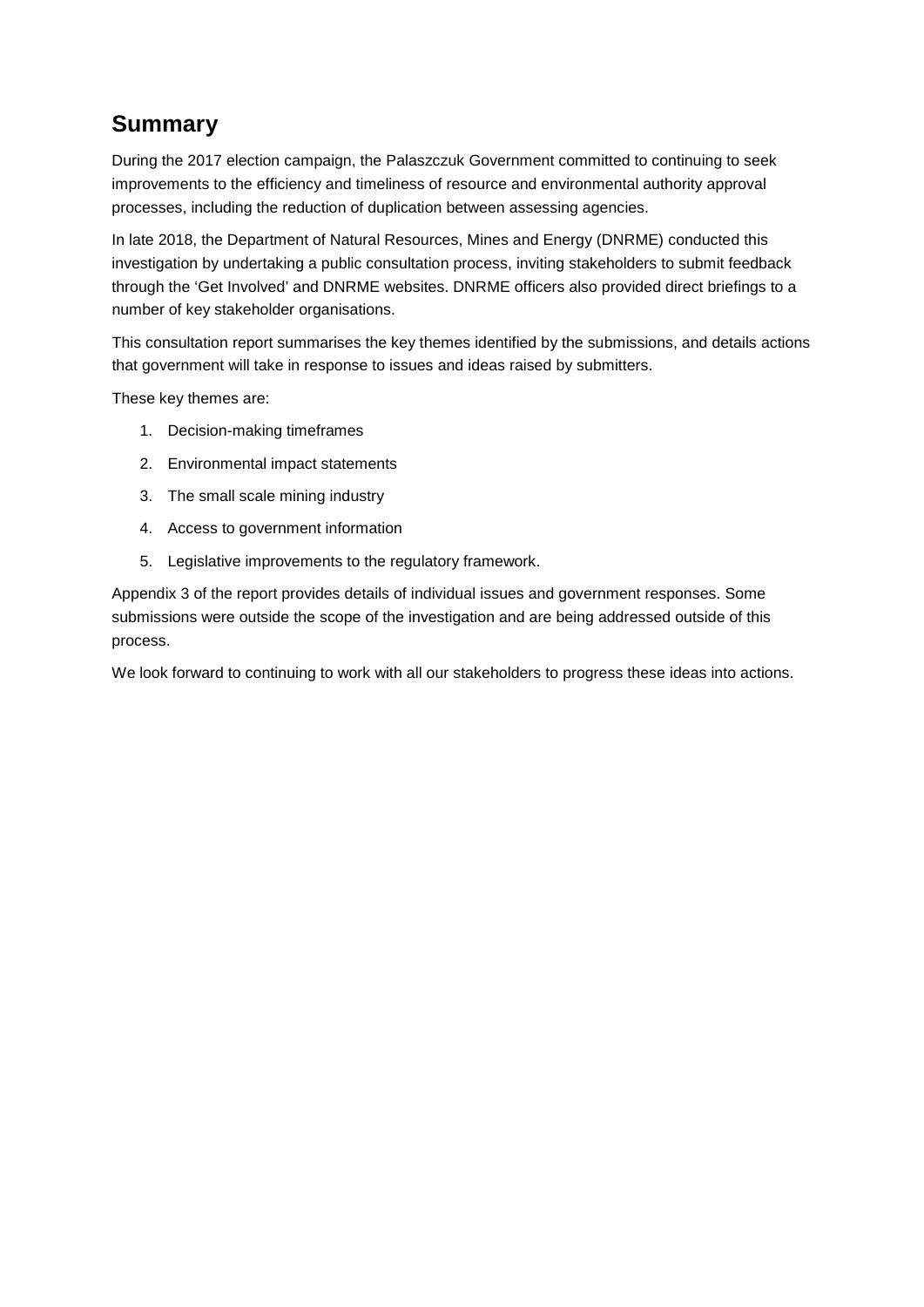## Summary

During the 2017 election campaign, the Palaszczuk Government committed to continuing to seek improvements to the efficiency and timeliness of resource and environmental authority approval processes, including the reduction of duplication between assessing agencies.

In late 2018, the Department of Natural Resources, Mines and Energy (DNRME) conducted this investigation by undertaking a public consultation process, inviting stakeholders to submit feedback through the 'Get Involved' and DNRME websites. DNRME officers also provided direct briefings to a number of key stakeholder organisations.

This consultation report summarises the key themes identified by the submissions, and details actions that government will take in response to issues and ideas raised by submitters.

These key themes are:

1. Decision-making timeframes
2. Environmental impact statements
3. The small scale mining industry
4. Access to government information
5. Legislative improvements to the regulatory framework.

Appendix 3 of the report provides details of individual issues and government responses. Some submissions were outside the scope of the investigation and are being addressed outside of this process.

We look forward to continuing to work with all our stakeholders to progress these ideas into actions.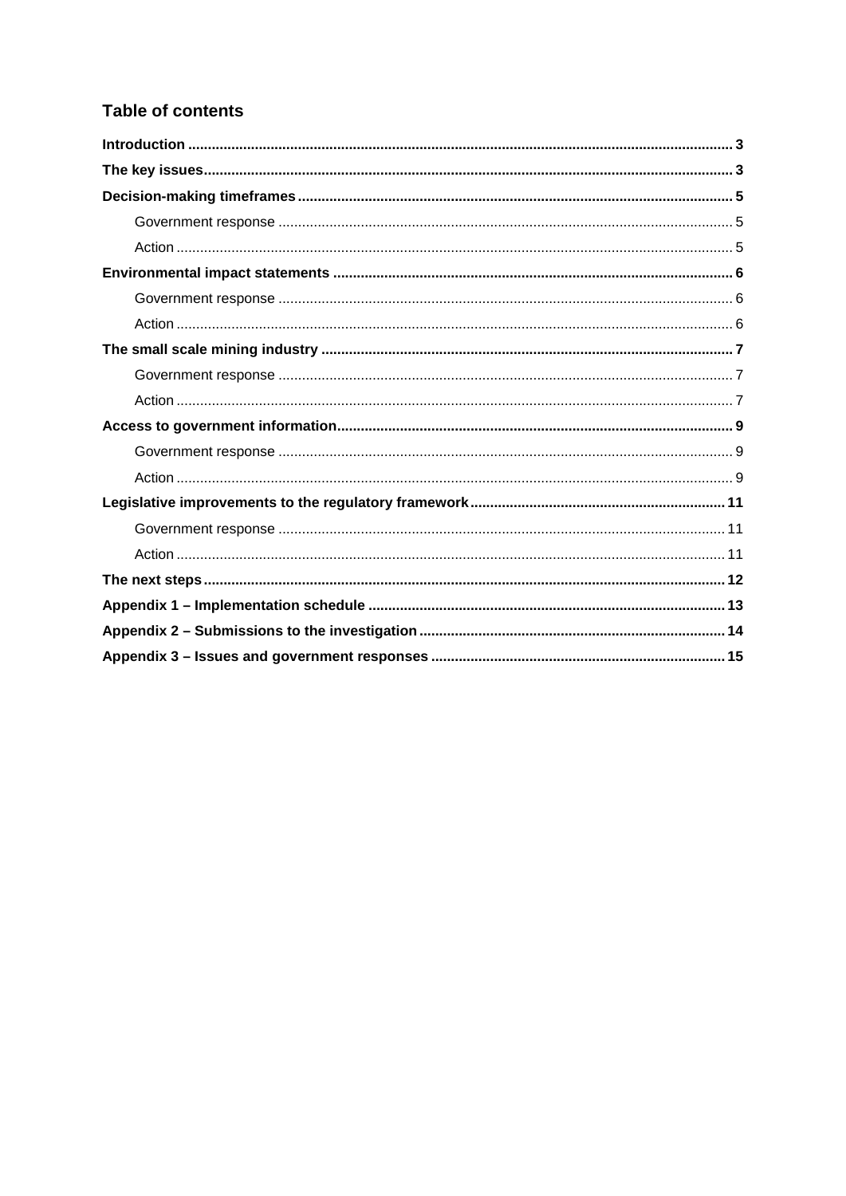## Table of contents

**Introduction** ..... **3**

**The key issues** ..... **3**

**Decision-making timeframes** ..... **5**

- Government response ..... 5
- Action ..... 5

**Environmental impact statements** ..... **6**

- Government response ..... 6
- Action ..... 6

**The small scale mining industry** ..... **7**

- Government response ..... 7
- Action ..... 7

**Access to government information** ..... **9**

- Government response ..... 9
- Action ..... 9

**Legislative improvements to the regulatory framework** ..... **11**

- Government response ..... 11
- Action ..... 11

**The next steps** ..... **12**

**Appendix 1 – Implementation schedule** ..... **13**

**Appendix 2 – Submissions to the investigation** ..... **14**

**Appendix 3 – Issues and government responses** ..... **15**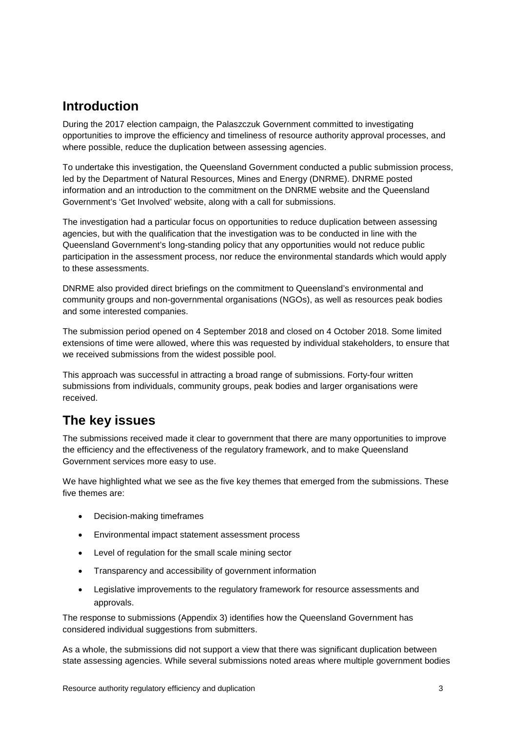## Introduction

During the 2017 election campaign, the Palaszczuk Government committed to investigating opportunities to improve the efficiency and timeliness of resource authority approval processes, and where possible, reduce the duplication between assessing agencies.

To undertake this investigation, the Queensland Government conducted a public submission process, led by the Department of Natural Resources, Mines and Energy (DNRME). DNRME posted information and an introduction to the commitment on the DNRME website and the Queensland Government's 'Get Involved' website, along with a call for submissions.

The investigation had a particular focus on opportunities to reduce duplication between assessing agencies, but with the qualification that the investigation was to be conducted in line with the Queensland Government's long-standing policy that any opportunities would not reduce public participation in the assessment process, nor reduce the environmental standards which would apply to these assessments.

DNRME also provided direct briefings on the commitment to Queensland's environmental and community groups and non-governmental organisations (NGOs), as well as resources peak bodies and some interested companies.

The submission period opened on 4 September 2018 and closed on 4 October 2018. Some limited extensions of time were allowed, where this was requested by individual stakeholders, to ensure that we received submissions from the widest possible pool.

This approach was successful in attracting a broad range of submissions. Forty-four written submissions from individuals, community groups, peak bodies and larger organisations were received.

## The key issues

The submissions received made it clear to government that there are many opportunities to improve the efficiency and the effectiveness of the regulatory framework, and to make Queensland Government services more easy to use.

We have highlighted what we see as the five key themes that emerged from the submissions. These five themes are:

- Decision-making timeframes
- Environmental impact statement assessment process
- Level of regulation for the small scale mining sector
- Transparency and accessibility of government information
- Legislative improvements to the regulatory framework for resource assessments and approvals.

The response to submissions (Appendix 3) identifies how the Queensland Government has considered individual suggestions from submitters.

As a whole, the submissions did not support a view that there was significant duplication between state assessing agencies. While several submissions noted areas where multiple government bodies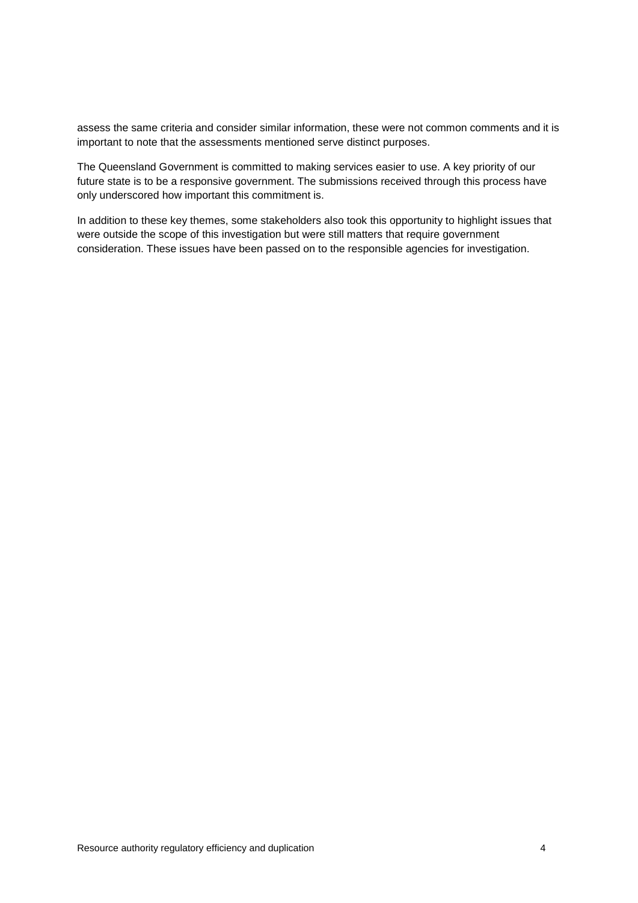assess the same criteria and consider similar information, these were not common comments and it is important to note that the assessments mentioned serve distinct purposes.

The Queensland Government is committed to making services easier to use. A key priority of our future state is to be a responsive government. The submissions received through this process have only underscored how important this commitment is.

In addition to these key themes, some stakeholders also took this opportunity to highlight issues that were outside the scope of this investigation but were still matters that require government consideration. These issues have been passed on to the responsible agencies for investigation.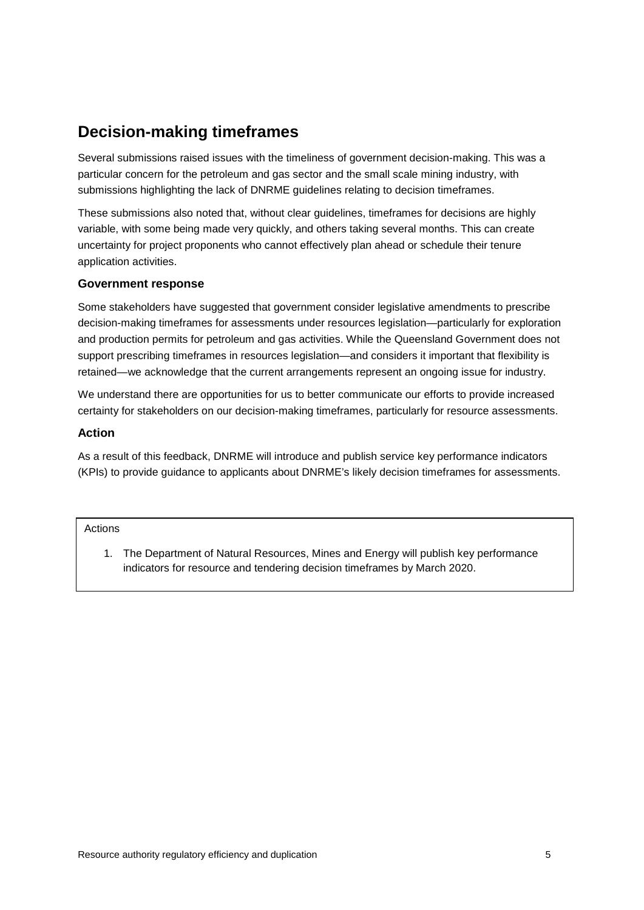## Decision-making timeframes

Several submissions raised issues with the timeliness of government decision-making. This was a particular concern for the petroleum and gas sector and the small scale mining industry, with submissions highlighting the lack of DNRME guidelines relating to decision timeframes.

These submissions also noted that, without clear guidelines, timeframes for decisions are highly variable, with some being made very quickly, and others taking several months. This can create uncertainty for project proponents who cannot effectively plan ahead or schedule their tenure application activities.

### Government response

Some stakeholders have suggested that government consider legislative amendments to prescribe decision-making timeframes for assessments under resources legislation—particularly for exploration and production permits for petroleum and gas activities. While the Queensland Government does not support prescribing timeframes in resources legislation—and considers it important that flexibility is retained—we acknowledge that the current arrangements represent an ongoing issue for industry.

We understand there are opportunities for us to better communicate our efforts to provide increased certainty for stakeholders on our decision-making timeframes, particularly for resource assessments.

### Action

As a result of this feedback, DNRME will introduce and publish service key performance indicators (KPIs) to provide guidance to applicants about DNRME's likely decision timeframes for assessments.

Actions

1. The Department of Natural Resources, Mines and Energy will publish key performance indicators for resource and tendering decision timeframes by March 2020.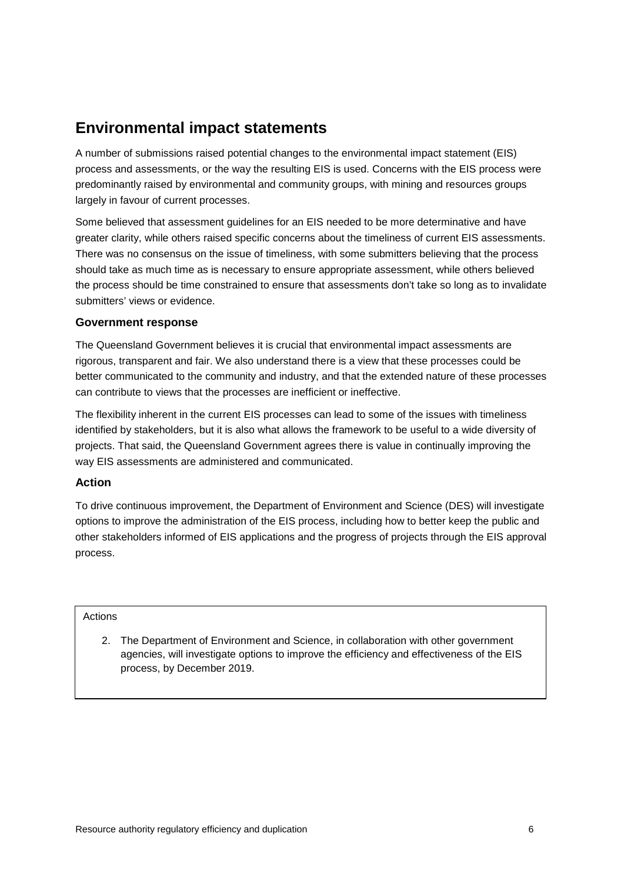## Environmental impact statements

A number of submissions raised potential changes to the environmental impact statement (EIS) process and assessments, or the way the resulting EIS is used. Concerns with the EIS process were predominantly raised by environmental and community groups, with mining and resources groups largely in favour of current processes.

Some believed that assessment guidelines for an EIS needed to be more determinative and have greater clarity, while others raised specific concerns about the timeliness of current EIS assessments. There was no consensus on the issue of timeliness, with some submitters believing that the process should take as much time as is necessary to ensure appropriate assessment, while others believed the process should be time constrained to ensure that assessments don't take so long as to invalidate submitters' views or evidence.

### Government response

The Queensland Government believes it is crucial that environmental impact assessments are rigorous, transparent and fair. We also understand there is a view that these processes could be better communicated to the community and industry, and that the extended nature of these processes can contribute to views that the processes are inefficient or ineffective.

The flexibility inherent in the current EIS processes can lead to some of the issues with timeliness identified by stakeholders, but it is also what allows the framework to be useful to a wide diversity of projects. That said, the Queensland Government agrees there is value in continually improving the way EIS assessments are administered and communicated.

### Action

To drive continuous improvement, the Department of Environment and Science (DES) will investigate options to improve the administration of the EIS process, including how to better keep the public and other stakeholders informed of EIS applications and the progress of projects through the EIS approval process.

Actions

2. The Department of Environment and Science, in collaboration with other government agencies, will investigate options to improve the efficiency and effectiveness of the EIS process, by December 2019.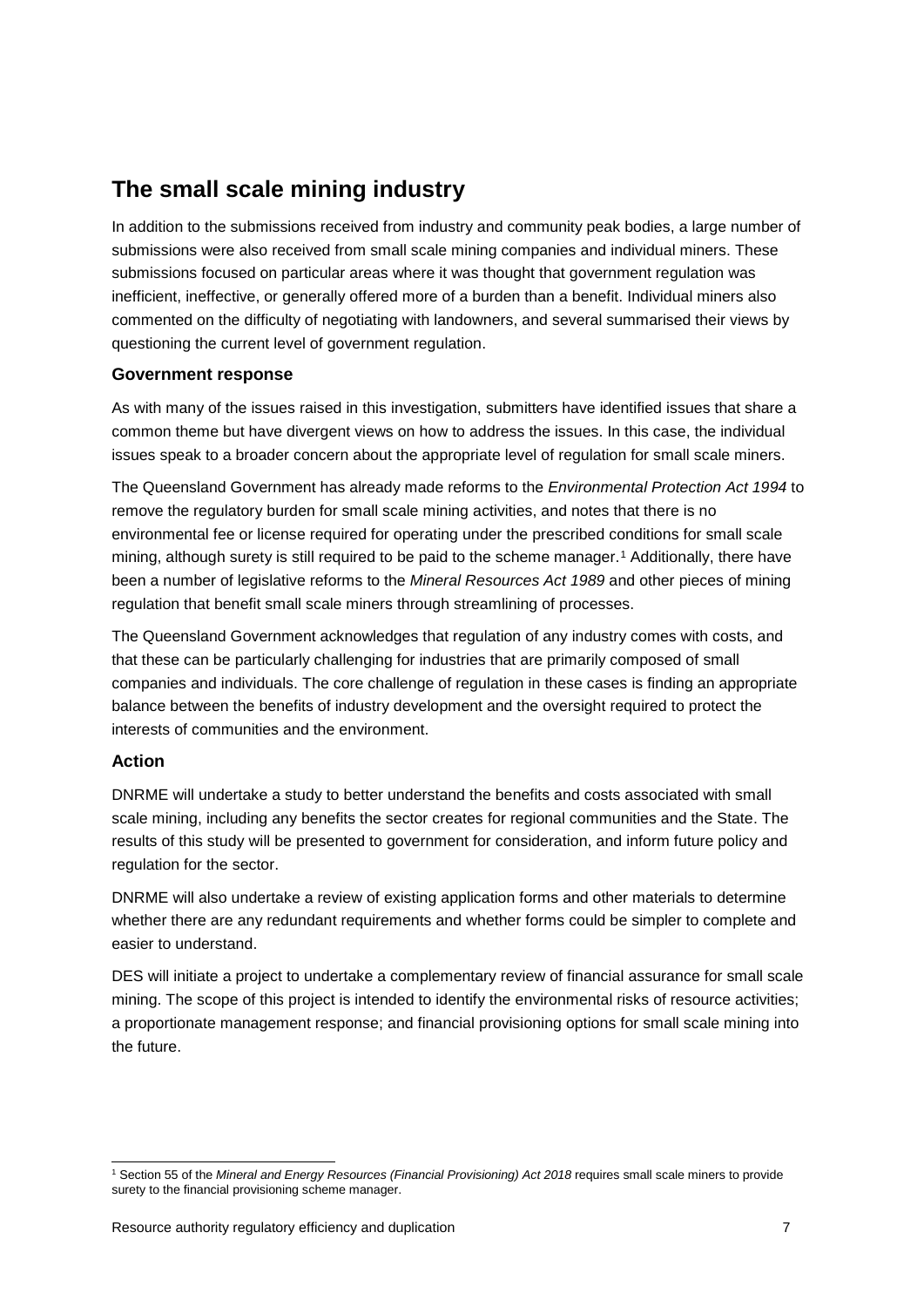## The small scale mining industry

In addition to the submissions received from industry and community peak bodies, a large number of submissions were also received from small scale mining companies and individual miners. These submissions focused on particular areas where it was thought that government regulation was inefficient, ineffective, or generally offered more of a burden than a benefit. Individual miners also commented on the difficulty of negotiating with landowners, and several summarised their views by questioning the current level of government regulation.

### Government response

As with many of the issues raised in this investigation, submitters have identified issues that share a common theme but have divergent views on how to address the issues. In this case, the individual issues speak to a broader concern about the appropriate level of regulation for small scale miners.

The Queensland Government has already made reforms to the *Environmental Protection Act 1994* to remove the regulatory burden for small scale mining activities, and notes that there is no environmental fee or license required for operating under the prescribed conditions for small scale mining, although surety is still required to be paid to the scheme manager.[1] Additionally, there have been a number of legislative reforms to the *Mineral Resources Act 1989* and other pieces of mining regulation that benefit small scale miners through streamlining of processes.

The Queensland Government acknowledges that regulation of any industry comes with costs, and that these can be particularly challenging for industries that are primarily composed of small companies and individuals. The core challenge of regulation in these cases is finding an appropriate balance between the benefits of industry development and the oversight required to protect the interests of communities and the environment.

### Action

DNRME will undertake a study to better understand the benefits and costs associated with small scale mining, including any benefits the sector creates for regional communities and the State. The results of this study will be presented to government for consideration, and inform future policy and regulation for the sector.

DNRME will also undertake a review of existing application forms and other materials to determine whether there are any redundant requirements and whether forms could be simpler to complete and easier to understand.

DES will initiate a project to undertake a complementary review of financial assurance for small scale mining. The scope of this project is intended to identify the environmental risks of resource activities; a proportionate management response; and financial provisioning options for small scale mining into the future.

[1] Section 55 of the *Mineral and Energy Resources (Financial Provisioning) Act 2018* requires small scale miners to provide surety to the financial provisioning scheme manager.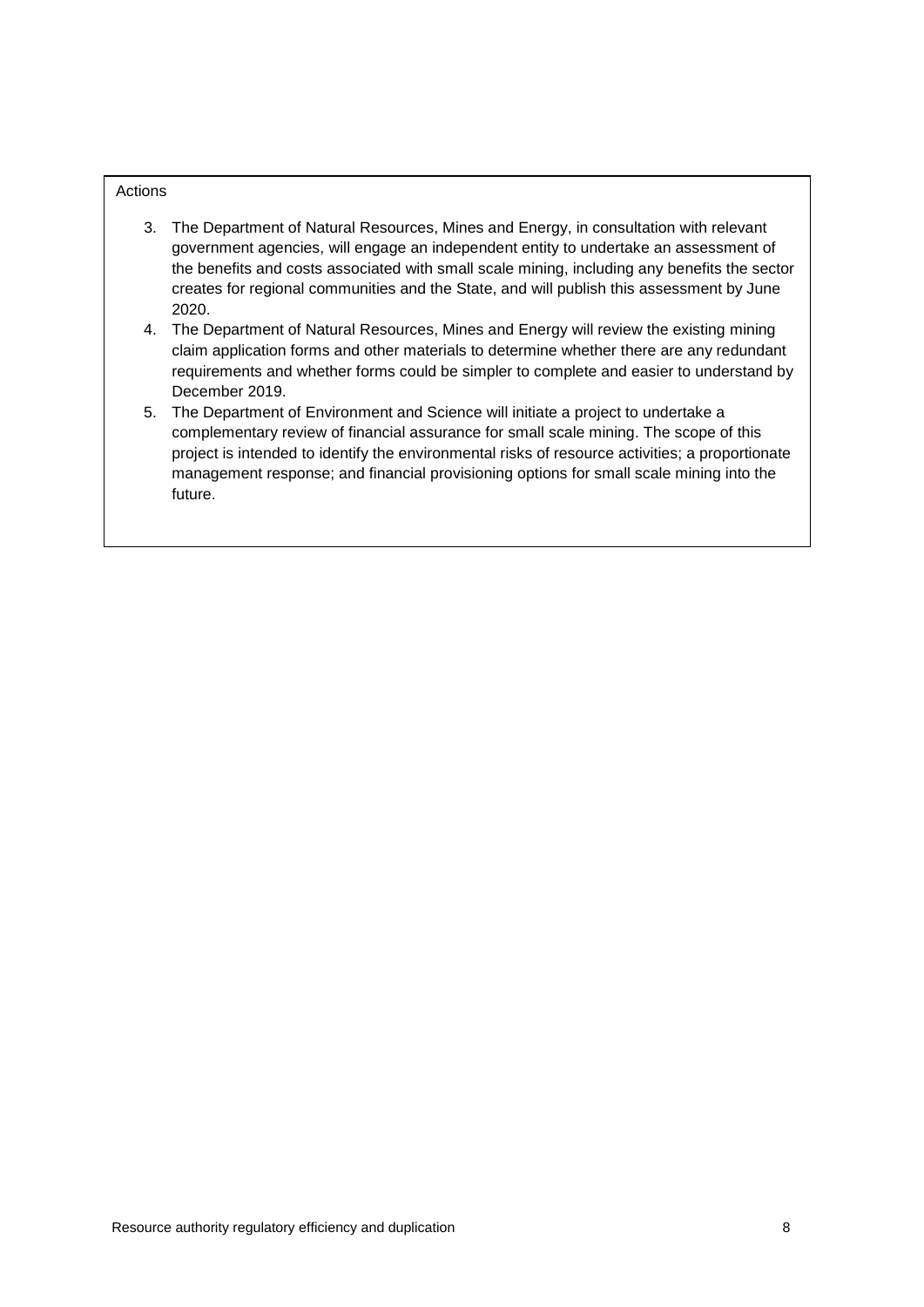Actions

3. The Department of Natural Resources, Mines and Energy, in consultation with relevant government agencies, will engage an independent entity to undertake an assessment of the benefits and costs associated with small scale mining, including any benefits the sector creates for regional communities and the State, and will publish this assessment by June 2020.
4. The Department of Natural Resources, Mines and Energy will review the existing mining claim application forms and other materials to determine whether there are any redundant requirements and whether forms could be simpler to complete and easier to understand by December 2019.
5. The Department of Environment and Science will initiate a project to undertake a complementary review of financial assurance for small scale mining. The scope of this project is intended to identify the environmental risks of resource activities; a proportionate management response; and financial provisioning options for small scale mining into the future.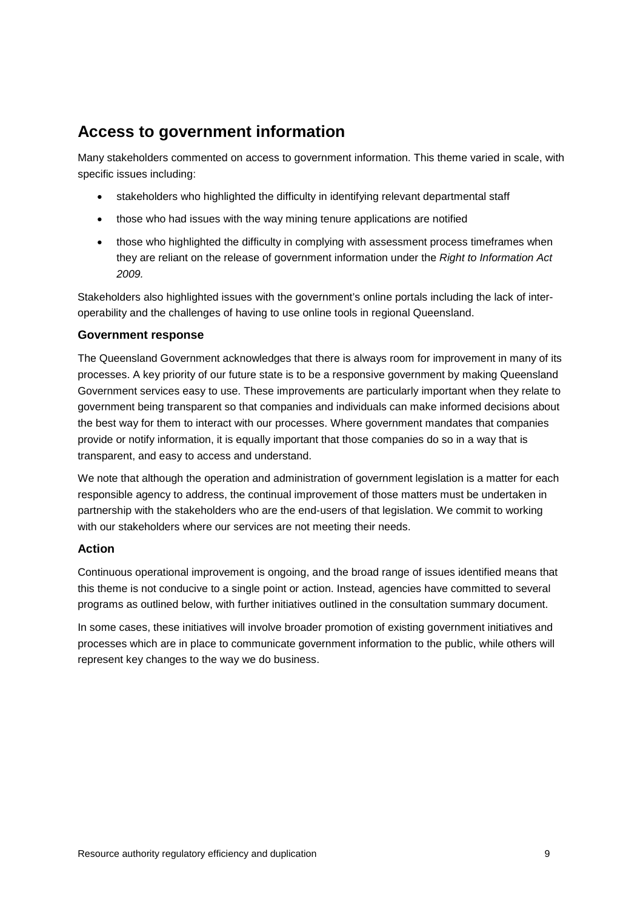## Access to government information

Many stakeholders commented on access to government information. This theme varied in scale, with specific issues including:

- stakeholders who highlighted the difficulty in identifying relevant departmental staff
- those who had issues with the way mining tenure applications are notified
- those who highlighted the difficulty in complying with assessment process timeframes when they are reliant on the release of government information under the *Right to Information Act 2009.*

Stakeholders also highlighted issues with the government's online portals including the lack of inter-operability and the challenges of having to use online tools in regional Queensland.

### Government response

The Queensland Government acknowledges that there is always room for improvement in many of its processes. A key priority of our future state is to be a responsive government by making Queensland Government services easy to use. These improvements are particularly important when they relate to government being transparent so that companies and individuals can make informed decisions about the best way for them to interact with our processes. Where government mandates that companies provide or notify information, it is equally important that those companies do so in a way that is transparent, and easy to access and understand.

We note that although the operation and administration of government legislation is a matter for each responsible agency to address, the continual improvement of those matters must be undertaken in partnership with the stakeholders who are the end-users of that legislation. We commit to working with our stakeholders where our services are not meeting their needs.

### Action

Continuous operational improvement is ongoing, and the broad range of issues identified means that this theme is not conducive to a single point or action. Instead, agencies have committed to several programs as outlined below, with further initiatives outlined in the consultation summary document.

In some cases, these initiatives will involve broader promotion of existing government initiatives and processes which are in place to communicate government information to the public, while others will represent key changes to the way we do business.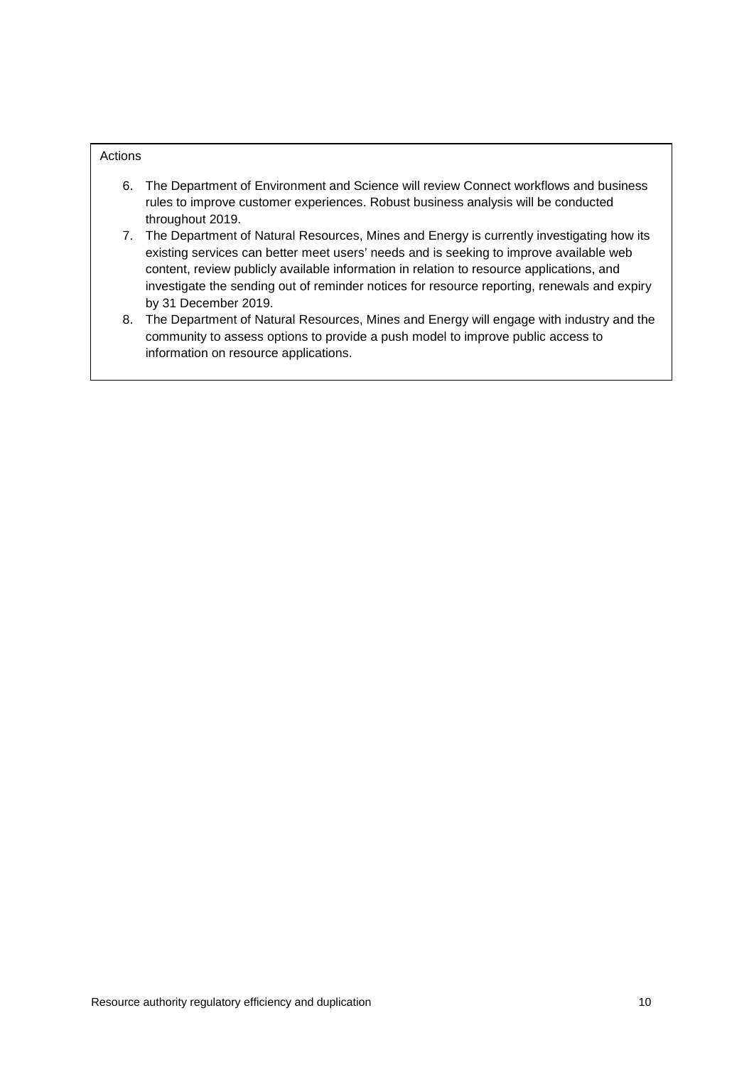Actions

6. The Department of Environment and Science will review Connect workflows and business rules to improve customer experiences. Robust business analysis will be conducted throughout 2019.
7. The Department of Natural Resources, Mines and Energy is currently investigating how its existing services can better meet users' needs and is seeking to improve available web content, review publicly available information in relation to resource applications, and investigate the sending out of reminder notices for resource reporting, renewals and expiry by 31 December 2019.
8. The Department of Natural Resources, Mines and Energy will engage with industry and the community to assess options to provide a push model to improve public access to information on resource applications.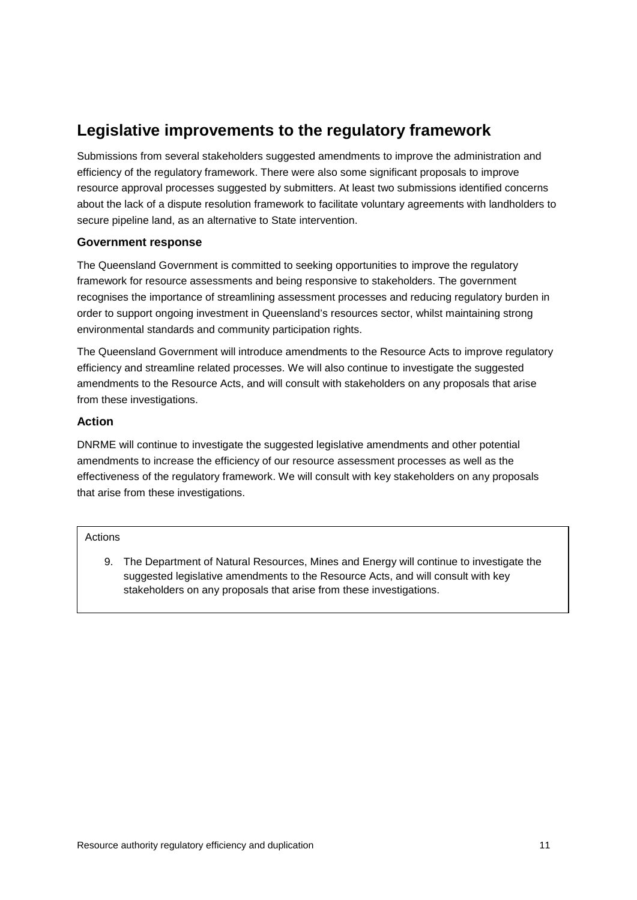## Legislative improvements to the regulatory framework

Submissions from several stakeholders suggested amendments to improve the administration and efficiency of the regulatory framework. There were also some significant proposals to improve resource approval processes suggested by submitters. At least two submissions identified concerns about the lack of a dispute resolution framework to facilitate voluntary agreements with landholders to secure pipeline land, as an alternative to State intervention.

### Government response

The Queensland Government is committed to seeking opportunities to improve the regulatory framework for resource assessments and being responsive to stakeholders. The government recognises the importance of streamlining assessment processes and reducing regulatory burden in order to support ongoing investment in Queensland's resources sector, whilst maintaining strong environmental standards and community participation rights.

The Queensland Government will introduce amendments to the Resource Acts to improve regulatory efficiency and streamline related processes. We will also continue to investigate the suggested amendments to the Resource Acts, and will consult with stakeholders on any proposals that arise from these investigations.

### Action

DNRME will continue to investigate the suggested legislative amendments and other potential amendments to increase the efficiency of our resource assessment processes as well as the effectiveness of the regulatory framework. We will consult with key stakeholders on any proposals that arise from these investigations.

Actions

9. The Department of Natural Resources, Mines and Energy will continue to investigate the suggested legislative amendments to the Resource Acts, and will consult with key stakeholders on any proposals that arise from these investigations.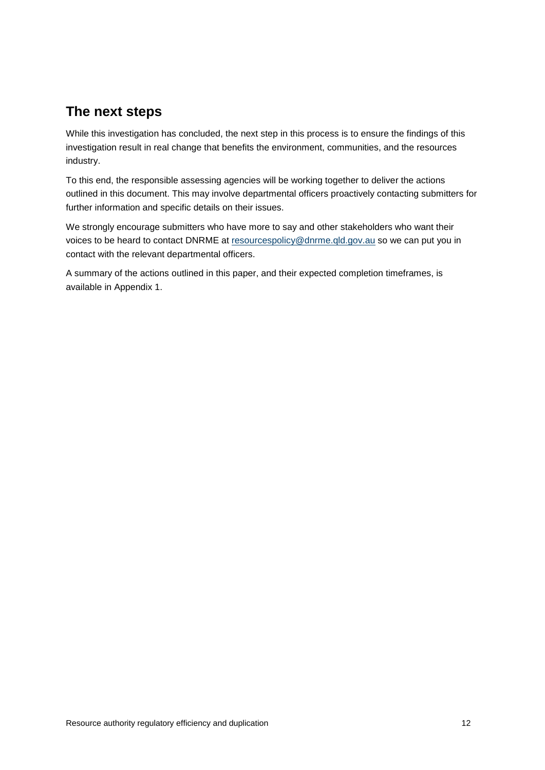## The next steps

While this investigation has concluded, the next step in this process is to ensure the findings of this investigation result in real change that benefits the environment, communities, and the resources industry.

To this end, the responsible assessing agencies will be working together to deliver the actions outlined in this document. This may involve departmental officers proactively contacting submitters for further information and specific details on their issues.

We strongly encourage submitters who have more to say and other stakeholders who want their voices to be heard to contact DNRME at resourcespolicy@dnrme.qld.gov.au so we can put you in contact with the relevant departmental officers.

A summary of the actions outlined in this paper, and their expected completion timeframes, is available in Appendix 1.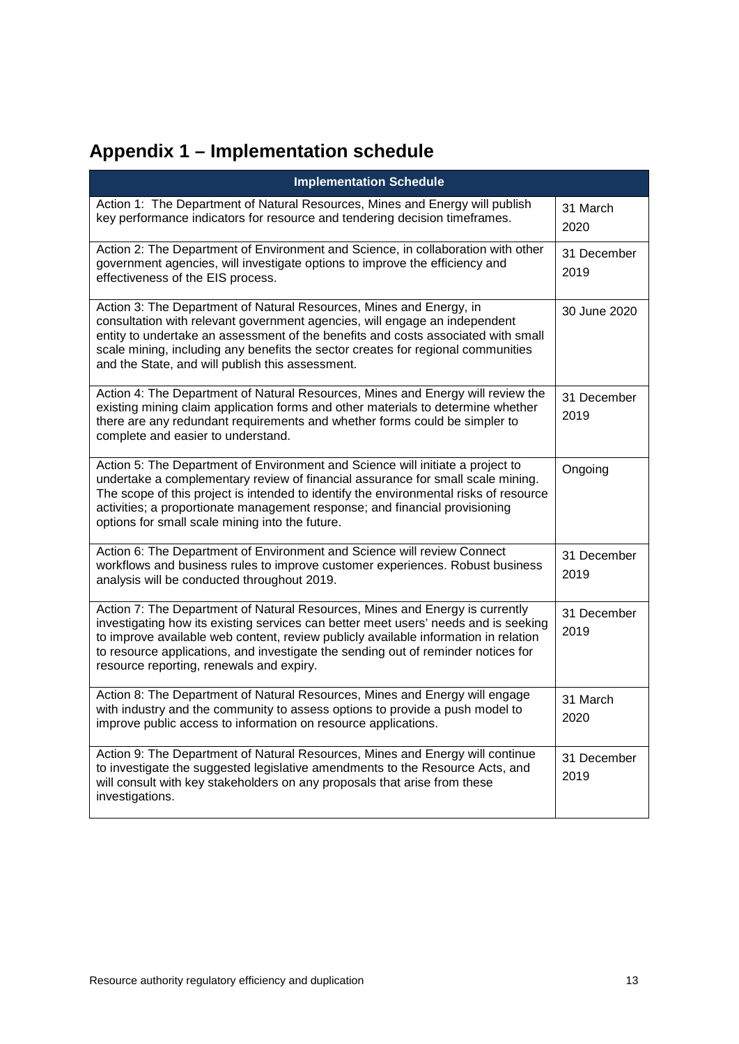# Appendix 1 – Implementation schedule

| Implementation Schedule | |
|---|---|
| Action 1: The Department of Natural Resources, Mines and Energy will publish key performance indicators for resource and tendering decision timeframes. | 31 March 2020 |
| Action 2: The Department of Environment and Science, in collaboration with other government agencies, will investigate options to improve the efficiency and effectiveness of the EIS process. | 31 December 2019 |
| Action 3: The Department of Natural Resources, Mines and Energy, in consultation with relevant government agencies, will engage an independent entity to undertake an assessment of the benefits and costs associated with small scale mining, including any benefits the sector creates for regional communities and the State, and will publish this assessment. | 30 June 2020 |
| Action 4: The Department of Natural Resources, Mines and Energy will review the existing mining claim application forms and other materials to determine whether there are any redundant requirements and whether forms could be simpler to complete and easier to understand. | 31 December 2019 |
| Action 5: The Department of Environment and Science will initiate a project to undertake a complementary review of financial assurance for small scale mining. The scope of this project is intended to identify the environmental risks of resource activities; a proportionate management response; and financial provisioning options for small scale mining into the future. | Ongoing |
| Action 6: The Department of Environment and Science will review Connect workflows and business rules to improve customer experiences. Robust business analysis will be conducted throughout 2019. | 31 December 2019 |
| Action 7: The Department of Natural Resources, Mines and Energy is currently investigating how its existing services can better meet users' needs and is seeking to improve available web content, review publicly available information in relation to resource applications, and investigate the sending out of reminder notices for resource reporting, renewals and expiry. | 31 December 2019 |
| Action 8: The Department of Natural Resources, Mines and Energy will engage with industry and the community to assess options to provide a push model to improve public access to information on resource applications. | 31 March 2020 |
| Action 9: The Department of Natural Resources, Mines and Energy will continue to investigate the suggested legislative amendments to the Resource Acts, and will consult with key stakeholders on any proposals that arise from these investigations. | 31 December 2019 |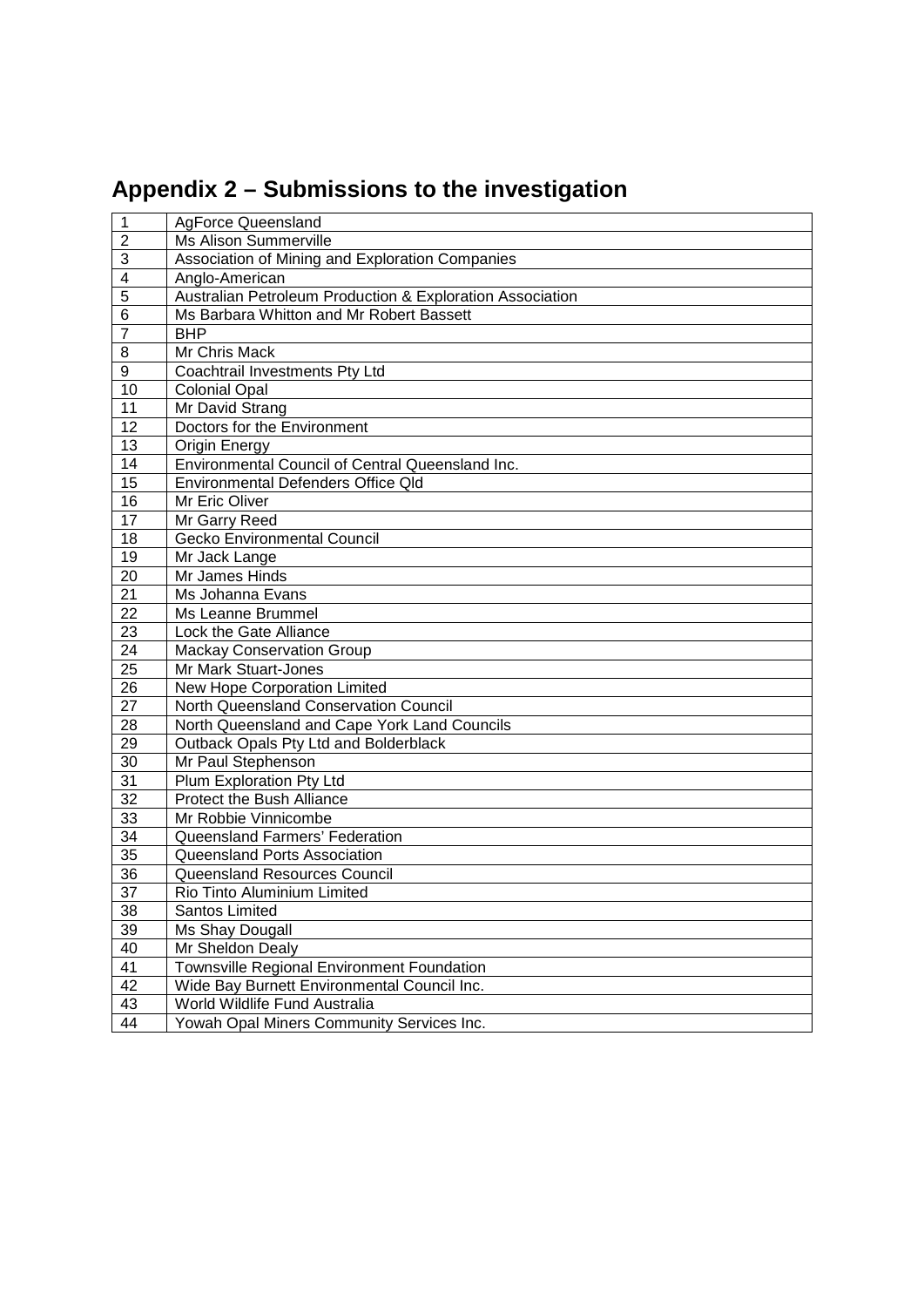## Appendix 2 – Submissions to the investigation

| | |
|---|---|
| 1 | AgForce Queensland |
| 2 | Ms Alison Summerville |
| 3 | Association of Mining and Exploration Companies |
| 4 | Anglo-American |
| 5 | Australian Petroleum Production & Exploration Association |
| 6 | Ms Barbara Whitton and Mr Robert Bassett |
| 7 | BHP |
| 8 | Mr Chris Mack |
| 9 | Coachtrail Investments Pty Ltd |
| 10 | Colonial Opal |
| 11 | Mr David Strang |
| 12 | Doctors for the Environment |
| 13 | Origin Energy |
| 14 | Environmental Council of Central Queensland Inc. |
| 15 | Environmental Defenders Office Qld |
| 16 | Mr Eric Oliver |
| 17 | Mr Garry Reed |
| 18 | Gecko Environmental Council |
| 19 | Mr Jack Lange |
| 20 | Mr James Hinds |
| 21 | Ms Johanna Evans |
| 22 | Ms Leanne Brummel |
| 23 | Lock the Gate Alliance |
| 24 | Mackay Conservation Group |
| 25 | Mr Mark Stuart-Jones |
| 26 | New Hope Corporation Limited |
| 27 | North Queensland Conservation Council |
| 28 | North Queensland and Cape York Land Councils |
| 29 | Outback Opals Pty Ltd and Bolderblack |
| 30 | Mr Paul Stephenson |
| 31 | Plum Exploration Pty Ltd |
| 32 | Protect the Bush Alliance |
| 33 | Mr Robbie Vinnicombe |
| 34 | Queensland Farmers' Federation |
| 35 | Queensland Ports Association |
| 36 | Queensland Resources Council |
| 37 | Rio Tinto Aluminium Limited |
| 38 | Santos Limited |
| 39 | Ms Shay Dougall |
| 40 | Mr Sheldon Dealy |
| 41 | Townsville Regional Environment Foundation |
| 42 | Wide Bay Burnett Environmental Council Inc. |
| 43 | World Wildlife Fund Australia |
| 44 | Yowah Opal Miners Community Services Inc. |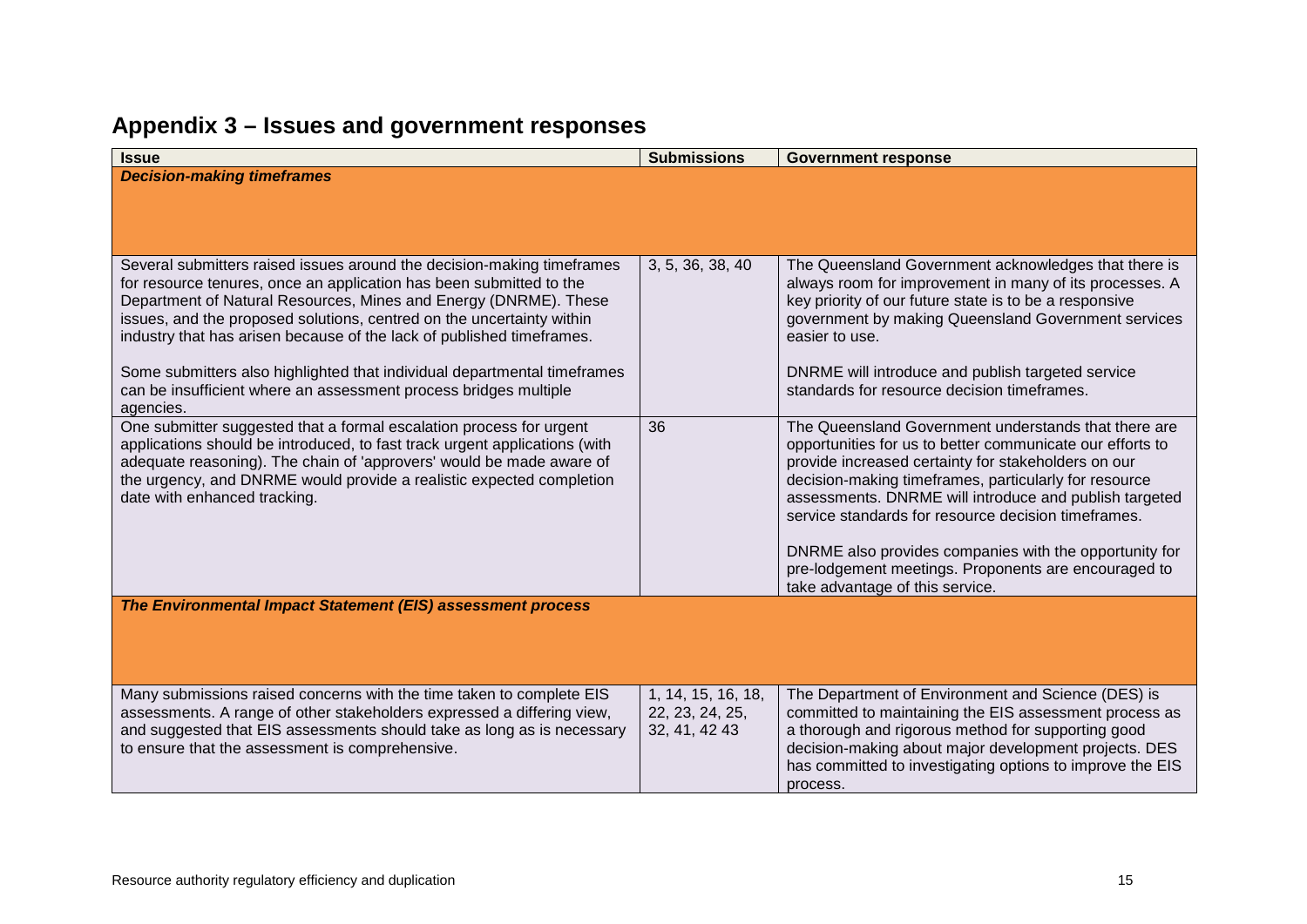## Appendix 3 – Issues and government responses

| Issue | Submissions | Government response |
|---|---|---|
| ***Decision-making timeframes*** | | |
| Several submitters raised issues around the decision-making timeframes for resource tenures, once an application has been submitted to the Department of Natural Resources, Mines and Energy (DNRME). These issues, and the proposed solutions, centred on the uncertainty within industry that has arisen because of the lack of published timeframes.<br><br>Some submitters also highlighted that individual departmental timeframes can be insufficient where an assessment process bridges multiple agencies. | 3, 5, 36, 38, 40 | The Queensland Government acknowledges that there is always room for improvement in many of its processes. A key priority of our future state is to be a responsive government by making Queensland Government services easier to use.<br><br>DNRME will introduce and publish targeted service standards for resource decision timeframes. |
| One submitter suggested that a formal escalation process for urgent applications should be introduced, to fast track urgent applications (with adequate reasoning). The chain of 'approvers' would be made aware of the urgency, and DNRME would provide a realistic expected completion date with enhanced tracking. | 36 | The Queensland Government understands that there are opportunities for us to better communicate our efforts to provide increased certainty for stakeholders on our decision-making timeframes, particularly for resource assessments. DNRME will introduce and publish targeted service standards for resource decision timeframes.<br><br>DNRME also provides companies with the opportunity for pre-lodgement meetings. Proponents are encouraged to take advantage of this service. |
| ***The Environmental Impact Statement (EIS) assessment process*** | | |
| Many submissions raised concerns with the time taken to complete EIS assessments. A range of other stakeholders expressed a differing view, and suggested that EIS assessments should take as long as is necessary to ensure that the assessment is comprehensive. | 1, 14, 15, 16, 18, 22, 23, 24, 25, 32, 41, 42 43 | The Department of Environment and Science (DES) is committed to maintaining the EIS assessment process as a thorough and rigorous method for supporting good decision-making about major development projects. DES has committed to investigating options to improve the EIS process. |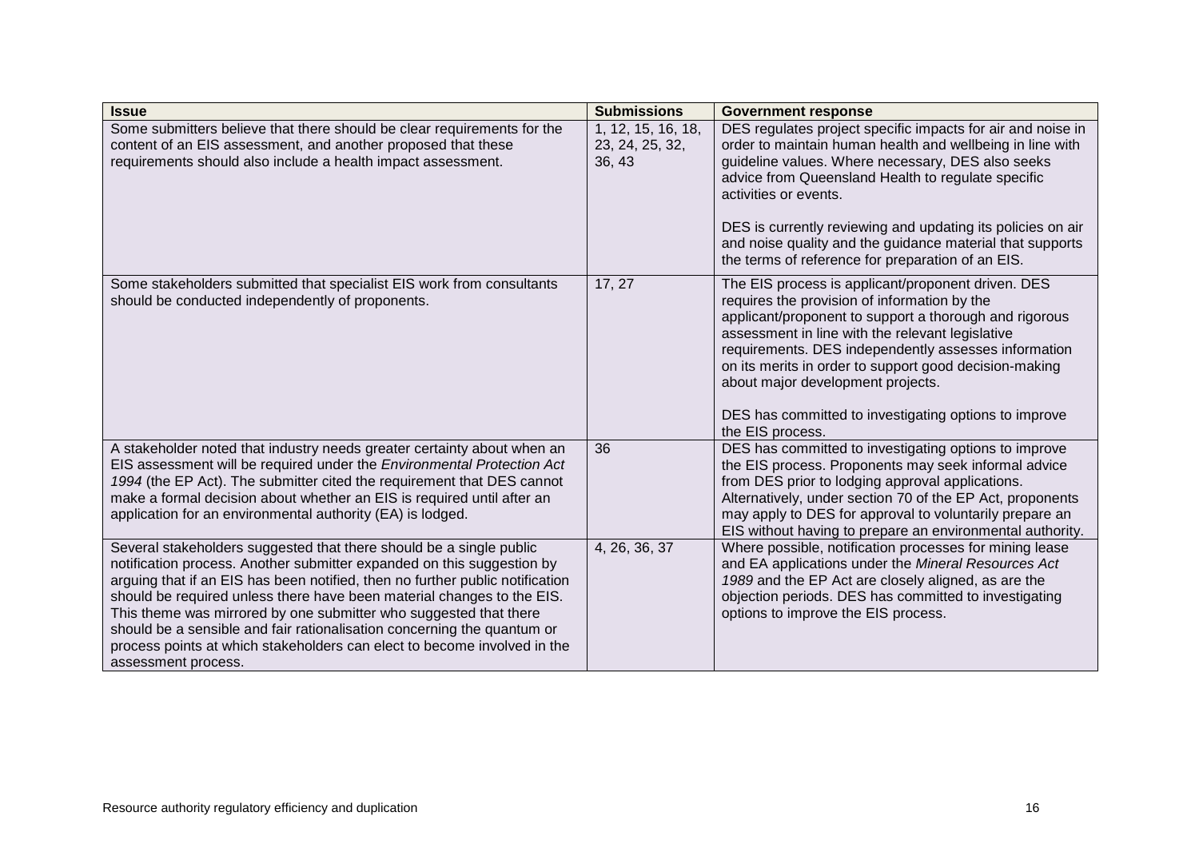| Issue | Submissions | Government response |
|---|---|---|
| Some submitters believe that there should be clear requirements for the content of an EIS assessment, and another proposed that these requirements should also include a health impact assessment. | 1, 12, 15, 16, 18, 23, 24, 25, 32, 36, 43 | DES regulates project specific impacts for air and noise in order to maintain human health and wellbeing in line with guideline values. Where necessary, DES also seeks advice from Queensland Health to regulate specific activities or events.<br><br>DES is currently reviewing and updating its policies on air and noise quality and the guidance material that supports the terms of reference for preparation of an EIS. |
| Some stakeholders submitted that specialist EIS work from consultants should be conducted independently of proponents. | 17, 27 | The EIS process is applicant/proponent driven. DES requires the provision of information by the applicant/proponent to support a thorough and rigorous assessment in line with the relevant legislative requirements. DES independently assesses information on its merits in order to support good decision-making about major development projects.<br><br>DES has committed to investigating options to improve the EIS process. |
| A stakeholder noted that industry needs greater certainty about when an EIS assessment will be required under the *Environmental Protection Act 1994* (the EP Act). The submitter cited the requirement that DES cannot make a formal decision about whether an EIS is required until after an application for an environmental authority (EA) is lodged. | 36 | DES has committed to investigating options to improve the EIS process. Proponents may seek informal advice from DES prior to lodging approval applications. Alternatively, under section 70 of the EP Act, proponents may apply to DES for approval to voluntarily prepare an EIS without having to prepare an environmental authority. |
| Several stakeholders suggested that there should be a single public notification process. Another submitter expanded on this suggestion by arguing that if an EIS has been notified, then no further public notification should be required unless there have been material changes to the EIS. This theme was mirrored by one submitter who suggested that there should be a sensible and fair rationalisation concerning the quantum or process points at which stakeholders can elect to become involved in the assessment process. | 4, 26, 36, 37 | Where possible, notification processes for mining lease and EA applications under the *Mineral Resources Act 1989* and the EP Act are closely aligned, as are the objection periods. DES has committed to investigating options to improve the EIS process. |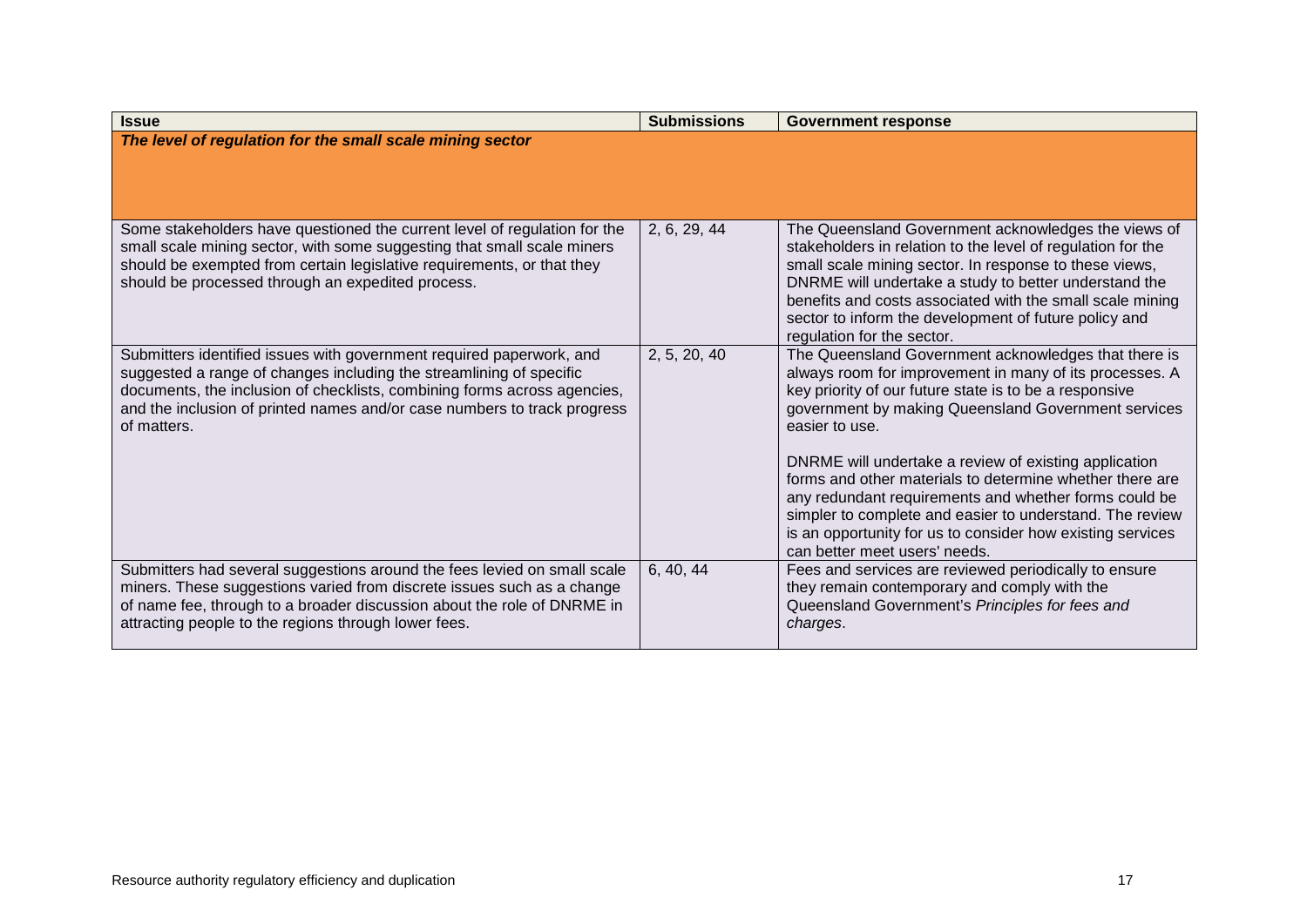| Issue | Submissions | Government response |
| --- | --- | --- |
| ***The level of regulation for the small scale mining sector*** | | |
| Some stakeholders have questioned the current level of regulation for the small scale mining sector, with some suggesting that small scale miners should be exempted from certain legislative requirements, or that they should be processed through an expedited process. | 2, 6, 29, 44 | The Queensland Government acknowledges the views of stakeholders in relation to the level of regulation for the small scale mining sector. In response to these views, DNRME will undertake a study to better understand the benefits and costs associated with the small scale mining sector to inform the development of future policy and regulation for the sector. |
| Submitters identified issues with government required paperwork, and suggested a range of changes including the streamlining of specific documents, the inclusion of checklists, combining forms across agencies, and the inclusion of printed names and/or case numbers to track progress of matters. | 2, 5, 20, 40 | The Queensland Government acknowledges that there is always room for improvement in many of its processes. A key priority of our future state is to be a responsive government by making Queensland Government services easier to use.<br><br>DNRME will undertake a review of existing application forms and other materials to determine whether there are any redundant requirements and whether forms could be simpler to complete and easier to understand. The review is an opportunity for us to consider how existing services can better meet users' needs. |
| Submitters had several suggestions around the fees levied on small scale miners. These suggestions varied from discrete issues such as a change of name fee, through to a broader discussion about the role of DNRME in attracting people to the regions through lower fees. | 6, 40, 44 | Fees and services are reviewed periodically to ensure they remain contemporary and comply with the Queensland Government's *Principles for fees and charges*. |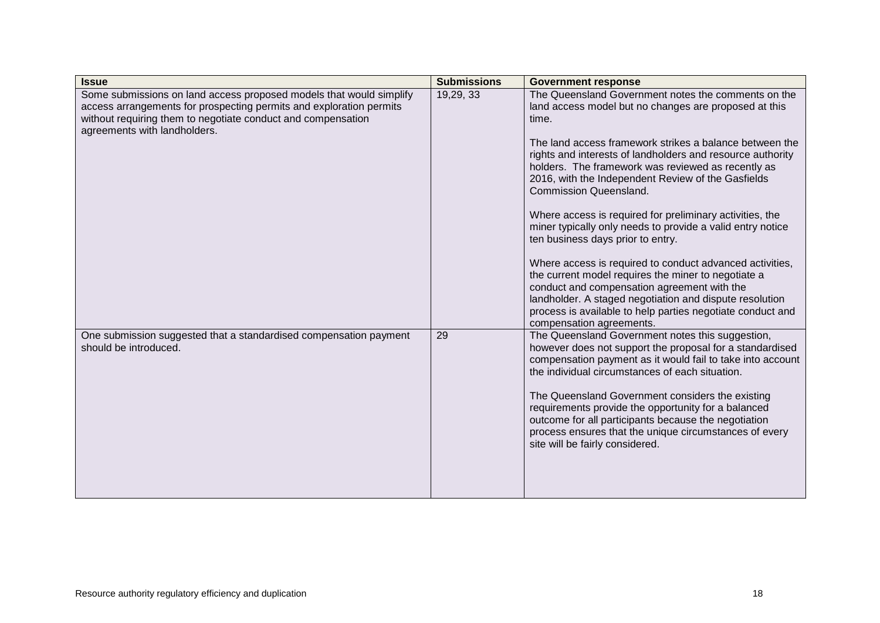| Issue | Submissions | Government response |
|---|---|---|
| Some submissions on land access proposed models that would simplify access arrangements for prospecting permits and exploration permits without requiring them to negotiate conduct and compensation agreements with landholders. | 19,29, 33 | The Queensland Government notes the comments on the land access model but no changes are proposed at this time.<br><br>The land access framework strikes a balance between the rights and interests of landholders and resource authority holders. The framework was reviewed as recently as 2016, with the Independent Review of the Gasfields Commission Queensland.<br><br>Where access is required for preliminary activities, the miner typically only needs to provide a valid entry notice ten business days prior to entry.<br><br>Where access is required to conduct advanced activities, the current model requires the miner to negotiate a conduct and compensation agreement with the landholder. A staged negotiation and dispute resolution process is available to help parties negotiate conduct and compensation agreements. |
| One submission suggested that a standardised compensation payment should be introduced. | 29 | The Queensland Government notes this suggestion, however does not support the proposal for a standardised compensation payment as it would fail to take into account the individual circumstances of each situation.<br><br>The Queensland Government considers the existing requirements provide the opportunity for a balanced outcome for all participants because the negotiation process ensures that the unique circumstances of every site will be fairly considered. |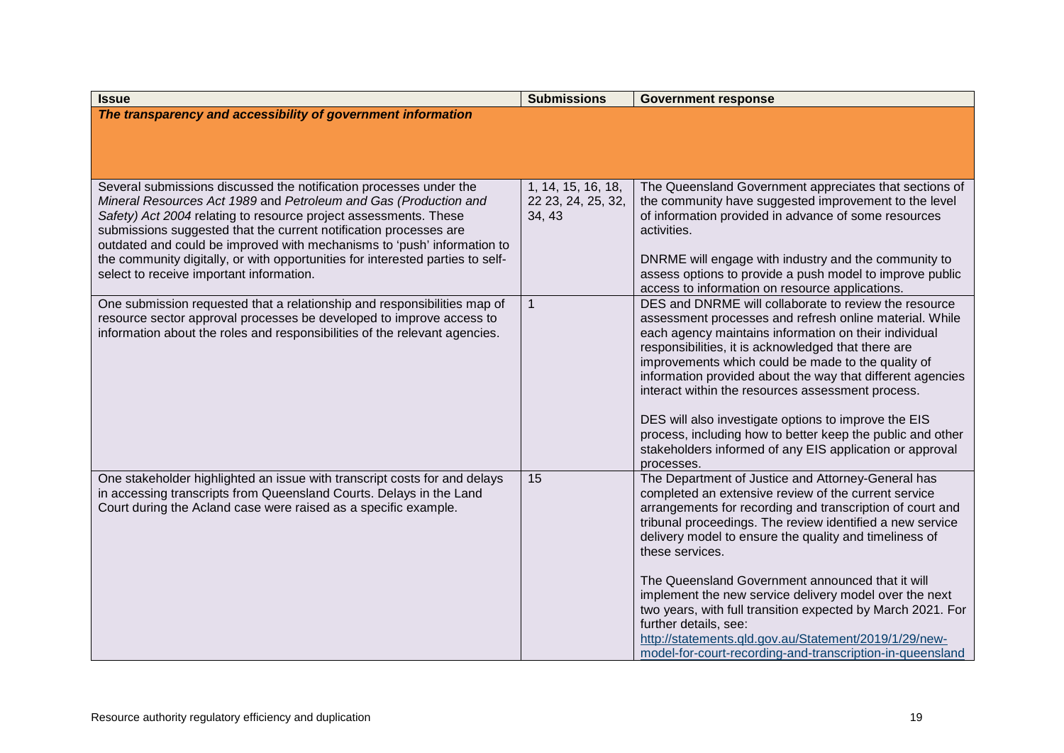| Issue | Submissions | Government response |
|---|---|---|
| ***The transparency and accessibility of government information*** | | |
| Several submissions discussed the notification processes under the *Mineral Resources Act 1989* and *Petroleum and Gas (Production and Safety) Act 2004* relating to resource project assessments. These submissions suggested that the current notification processes are outdated and could be improved with mechanisms to 'push' information to the community digitally, or with opportunities for interested parties to self-select to receive important information. | 1, 14, 15, 16, 18, 22 23, 24, 25, 32, 34, 43 | The Queensland Government appreciates that sections of the community have suggested improvement to the level of information provided in advance of some resources activities.<br><br>DNRME will engage with industry and the community to assess options to provide a push model to improve public access to information on resource applications. |
| One submission requested that a relationship and responsibilities map of resource sector approval processes be developed to improve access to information about the roles and responsibilities of the relevant agencies. | 1 | DES and DNRME will collaborate to review the resource assessment processes and refresh online material. While each agency maintains information on their individual responsibilities, it is acknowledged that there are improvements which could be made to the quality of information provided about the way that different agencies interact within the resources assessment process.<br><br>DES will also investigate options to improve the EIS process, including how to better keep the public and other stakeholders informed of any EIS application or approval processes. |
| One stakeholder highlighted an issue with transcript costs and delays in accessing transcripts from Queensland Courts. Delays in the Land Court during the Acland case were raised as a specific example. | 15 | The Department of Justice and Attorney-General has completed an extensive review of the current service arrangements for recording and transcription of court and tribunal proceedings. The review identified a new service delivery model to ensure the quality and timeliness of these services.<br><br>The Queensland Government announced that it will implement the new service delivery model over the next two years, with full transition expected by March 2021. For further details, see: http://statements.qld.gov.au/Statement/2019/1/29/new-model-for-court-recording-and-transcription-in-queensland |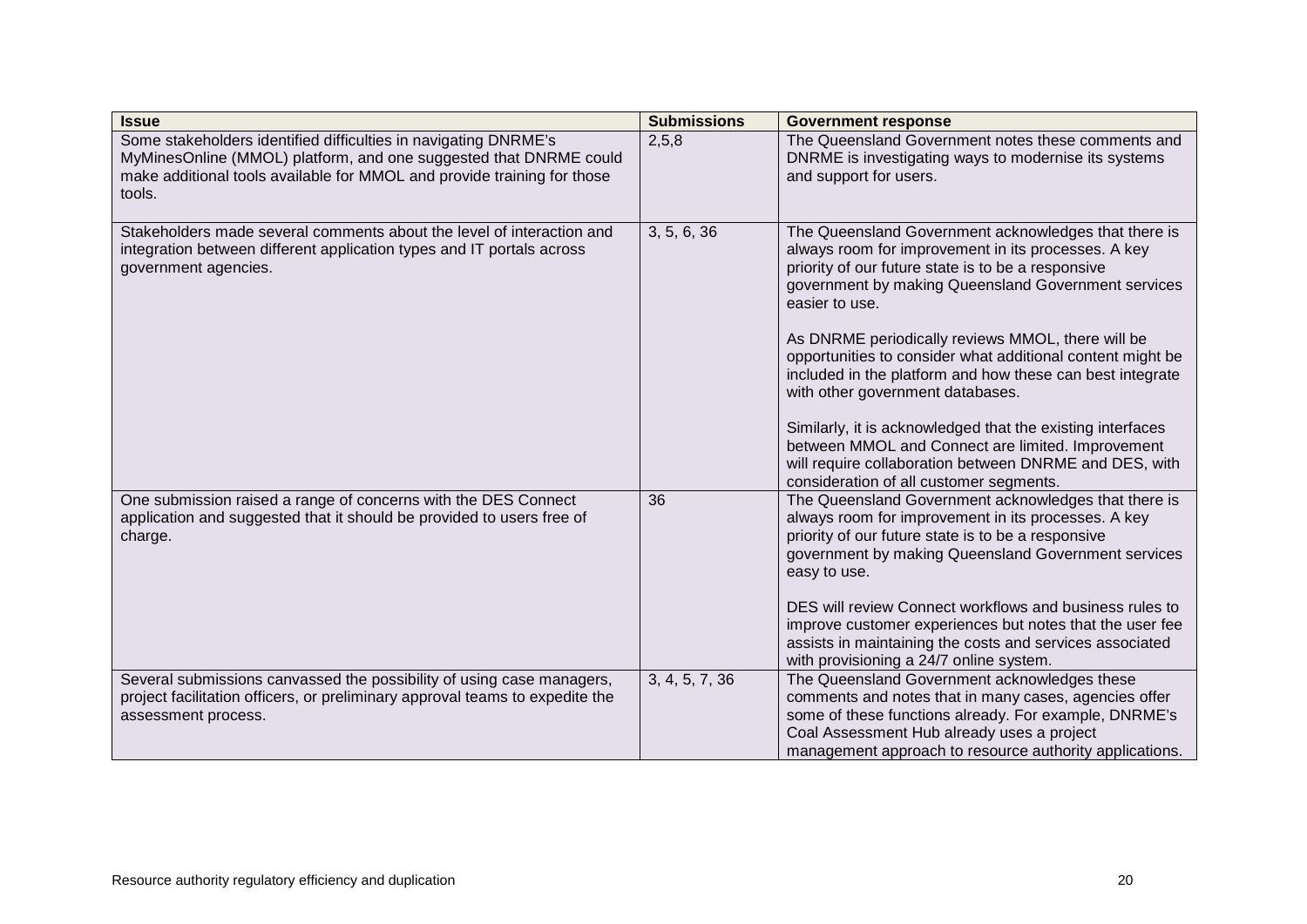| Issue | Submissions | Government response |
|---|---|---|
| Some stakeholders identified difficulties in navigating DNRME's MyMinesOnline (MMOL) platform, and one suggested that DNRME could make additional tools available for MMOL and provide training for those tools. | 2,5,8 | The Queensland Government notes these comments and DNRME is investigating ways to modernise its systems and support for users. |
| Stakeholders made several comments about the level of interaction and integration between different application types and IT portals across government agencies. | 3, 5, 6, 36 | The Queensland Government acknowledges that there is always room for improvement in its processes. A key priority of our future state is to be a responsive government by making Queensland Government services easier to use.<br><br>As DNRME periodically reviews MMOL, there will be opportunities to consider what additional content might be included in the platform and how these can best integrate with other government databases.<br><br>Similarly, it is acknowledged that the existing interfaces between MMOL and Connect are limited. Improvement will require collaboration between DNRME and DES, with consideration of all customer segments. |
| One submission raised a range of concerns with the DES Connect application and suggested that it should be provided to users free of charge. | 36 | The Queensland Government acknowledges that there is always room for improvement in its processes. A key priority of our future state is to be a responsive government by making Queensland Government services easy to use.<br><br>DES will review Connect workflows and business rules to improve customer experiences but notes that the user fee assists in maintaining the costs and services associated with provisioning a 24/7 online system. |
| Several submissions canvassed the possibility of using case managers, project facilitation officers, or preliminary approval teams to expedite the assessment process. | 3, 4, 5, 7, 36 | The Queensland Government acknowledges these comments and notes that in many cases, agencies offer some of these functions already. For example, DNRME's Coal Assessment Hub already uses a project management approach to resource authority applications. |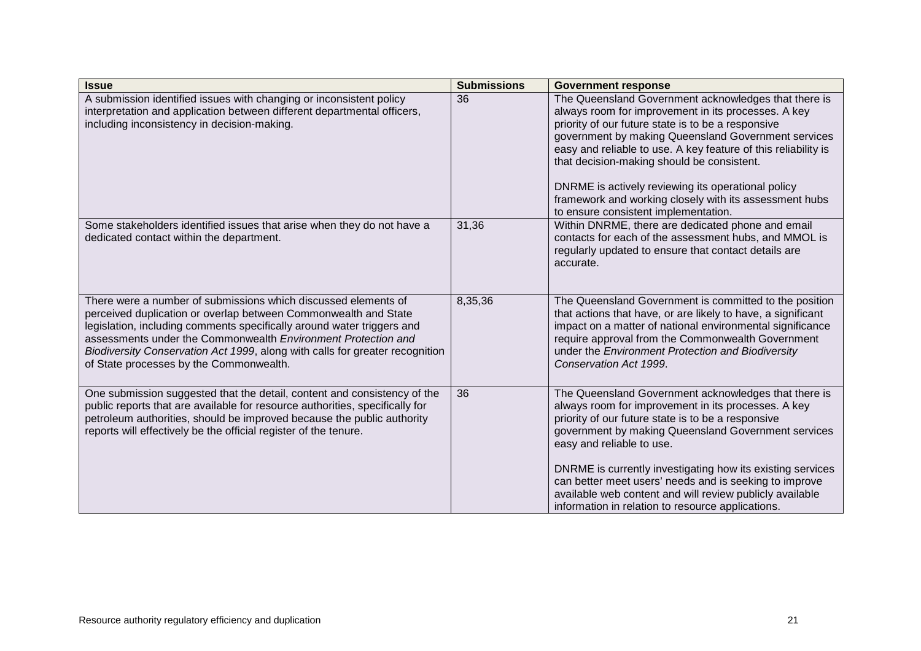| Issue | Submissions | Government response |
|---|---|---|
| A submission identified issues with changing or inconsistent policy interpretation and application between different departmental officers, including inconsistency in decision-making. | 36 | The Queensland Government acknowledges that there is always room for improvement in its processes. A key priority of our future state is to be a responsive government by making Queensland Government services easy and reliable to use. A key feature of this reliability is that decision-making should be consistent.<br><br>DNRME is actively reviewing its operational policy framework and working closely with its assessment hubs to ensure consistent implementation. |
| Some stakeholders identified issues that arise when they do not have a dedicated contact within the department. | 31,36 | Within DNRME, there are dedicated phone and email contacts for each of the assessment hubs, and MMOL is regularly updated to ensure that contact details are accurate. |
| There were a number of submissions which discussed elements of perceived duplication or overlap between Commonwealth and State legislation, including comments specifically around water triggers and assessments under the Commonwealth *Environment Protection and Biodiversity Conservation Act 1999*, along with calls for greater recognition of State processes by the Commonwealth. | 8,35,36 | The Queensland Government is committed to the position that actions that have, or are likely to have, a significant impact on a matter of national environmental significance require approval from the Commonwealth Government under the *Environment Protection and Biodiversity Conservation Act 1999*. |
| One submission suggested that the detail, content and consistency of the public reports that are available for resource authorities, specifically for petroleum authorities, should be improved because the public authority reports will effectively be the official register of the tenure. | 36 | The Queensland Government acknowledges that there is always room for improvement in its processes. A key priority of our future state is to be a responsive government by making Queensland Government services easy and reliable to use.<br><br>DNRME is currently investigating how its existing services can better meet users' needs and is seeking to improve available web content and will review publicly available information in relation to resource applications. |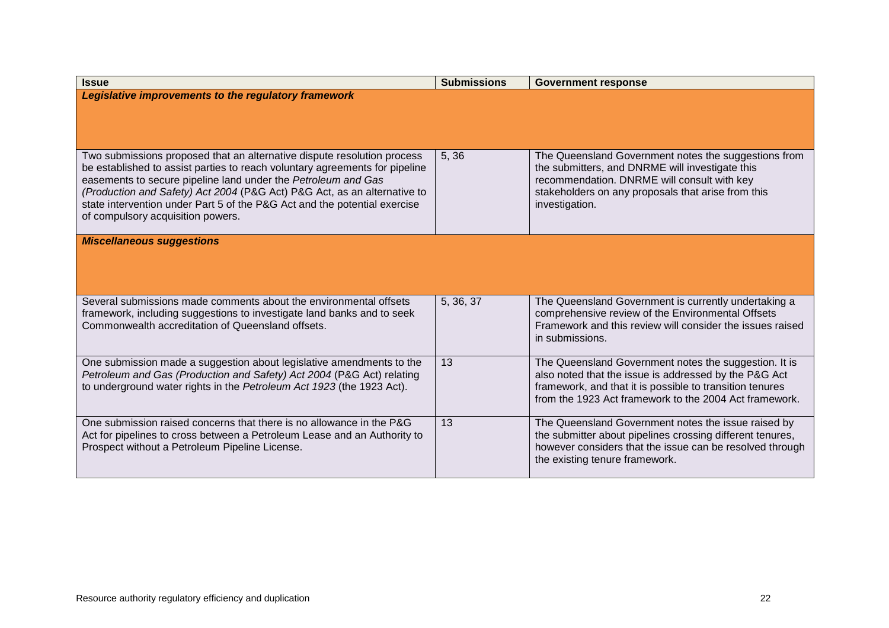| Issue | Submissions | Government response |
|---|---|---|
| ***Legislative improvements to the regulatory framework*** | | |
| Two submissions proposed that an alternative dispute resolution process be established to assist parties to reach voluntary agreements for pipeline easements to secure pipeline land under the *Petroleum and Gas (Production and Safety) Act 2004* (P&G Act) P&G Act, as an alternative to state intervention under Part 5 of the P&G Act and the potential exercise of compulsory acquisition powers. | 5, 36 | The Queensland Government notes the suggestions from the submitters, and DNRME will investigate this recommendation. DNRME will consult with key stakeholders on any proposals that arise from this investigation. |
| ***Miscellaneous suggestions*** | | |
| Several submissions made comments about the environmental offsets framework, including suggestions to investigate land banks and to seek Commonwealth accreditation of Queensland offsets. | 5, 36, 37 | The Queensland Government is currently undertaking a comprehensive review of the Environmental Offsets Framework and this review will consider the issues raised in submissions. |
| One submission made a suggestion about legislative amendments to the *Petroleum and Gas (Production and Safety) Act 2004* (P&G Act) relating to underground water rights in the *Petroleum Act 1923* (the 1923 Act). | 13 | The Queensland Government notes the suggestion. It is also noted that the issue is addressed by the P&G Act framework, and that it is possible to transition tenures from the 1923 Act framework to the 2004 Act framework. |
| One submission raised concerns that there is no allowance in the P&G Act for pipelines to cross between a Petroleum Lease and an Authority to Prospect without a Petroleum Pipeline License. | 13 | The Queensland Government notes the issue raised by the submitter about pipelines crossing different tenures, however considers that the issue can be resolved through the existing tenure framework. |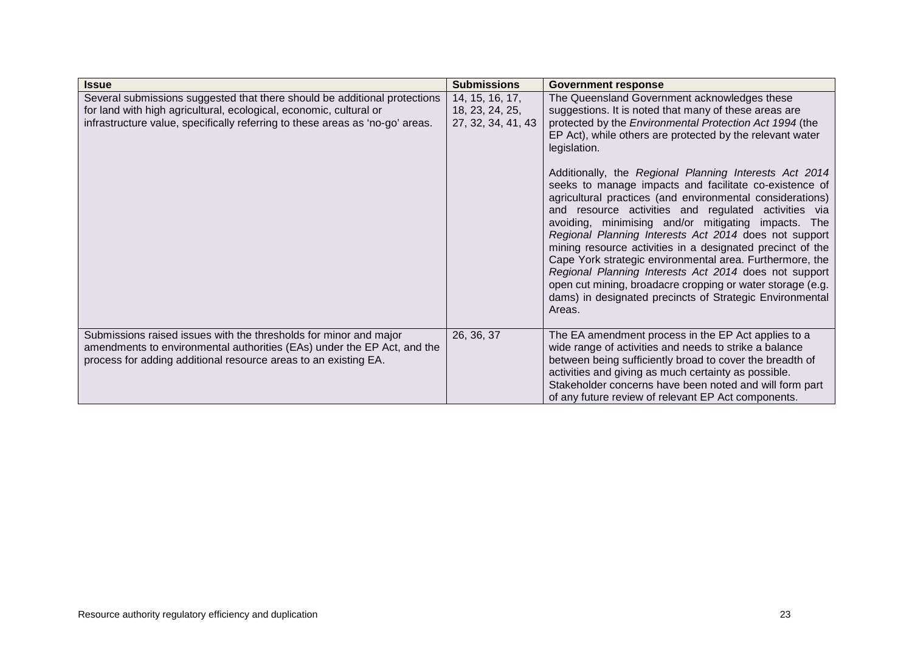| Issue | Submissions | Government response |
|---|---|---|
| Several submissions suggested that there should be additional protections for land with high agricultural, ecological, economic, cultural or infrastructure value, specifically referring to these areas as 'no-go' areas. | 14, 15, 16, 17, 18, 23, 24, 25, 27, 32, 34, 41, 43 | The Queensland Government acknowledges these suggestions. It is noted that many of these areas are protected by the *Environmental Protection Act 1994* (the EP Act), while others are protected by the relevant water legislation.<br><br>Additionally, the *Regional Planning Interests Act 2014* seeks to manage impacts and facilitate co-existence of agricultural practices (and environmental considerations) and resource activities and regulated activities via avoiding, minimising and/or mitigating impacts. The *Regional Planning Interests Act 2014* does not support mining resource activities in a designated precinct of the Cape York strategic environmental area. Furthermore, the *Regional Planning Interests Act 2014* does not support open cut mining, broadacre cropping or water storage (e.g. dams) in designated precincts of Strategic Environmental Areas. |
| Submissions raised issues with the thresholds for minor and major amendments to environmental authorities (EAs) under the EP Act, and the process for adding additional resource areas to an existing EA. | 26, 36, 37 | The EA amendment process in the EP Act applies to a wide range of activities and needs to strike a balance between being sufficiently broad to cover the breadth of activities and giving as much certainty as possible. Stakeholder concerns have been noted and will form part of any future review of relevant EP Act components. |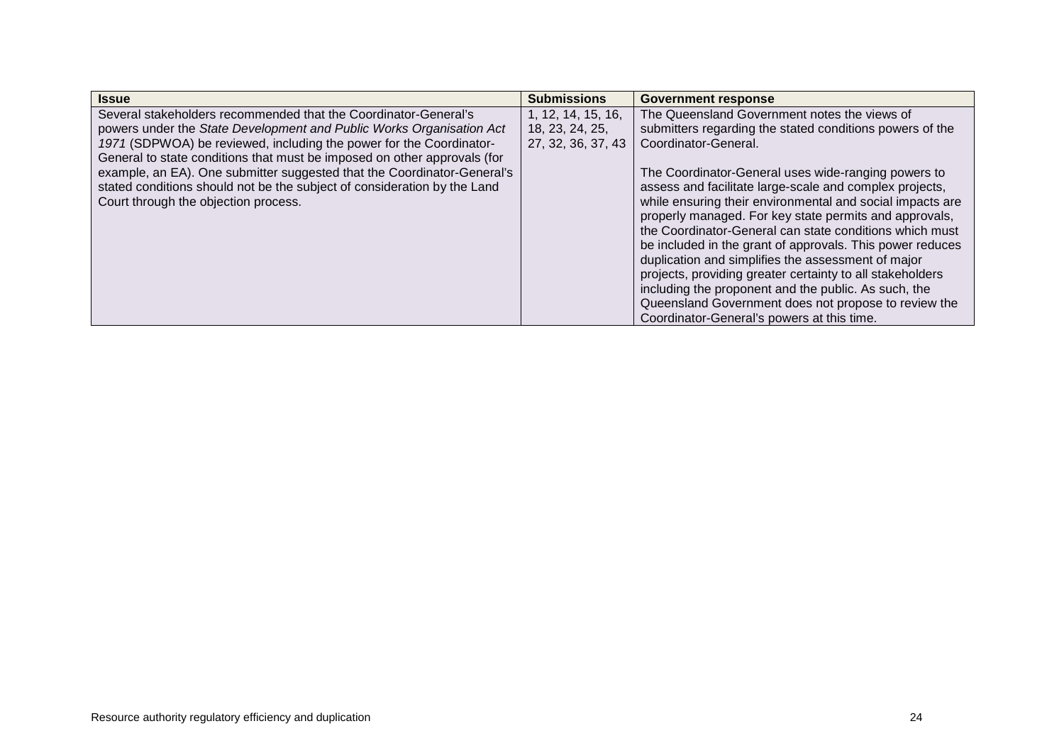| Issue | Submissions | Government response |
|---|---|---|
| Several stakeholders recommended that the Coordinator-General's powers under the *State Development and Public Works Organisation Act 1971* (SDPWOA) be reviewed, including the power for the Coordinator-General to state conditions that must be imposed on other approvals (for example, an EA). One submitter suggested that the Coordinator-General's stated conditions should not be the subject of consideration by the Land Court through the objection process. | 1, 12, 14, 15, 16, 18, 23, 24, 25, 27, 32, 36, 37, 43 | The Queensland Government notes the views of submitters regarding the stated conditions powers of the Coordinator-General.<br><br>The Coordinator-General uses wide-ranging powers to assess and facilitate large-scale and complex projects, while ensuring their environmental and social impacts are properly managed. For key state permits and approvals, the Coordinator-General can state conditions which must be included in the grant of approvals. This power reduces duplication and simplifies the assessment of major projects, providing greater certainty to all stakeholders including the proponent and the public. As such, the Queensland Government does not propose to review the Coordinator-General's powers at this time. |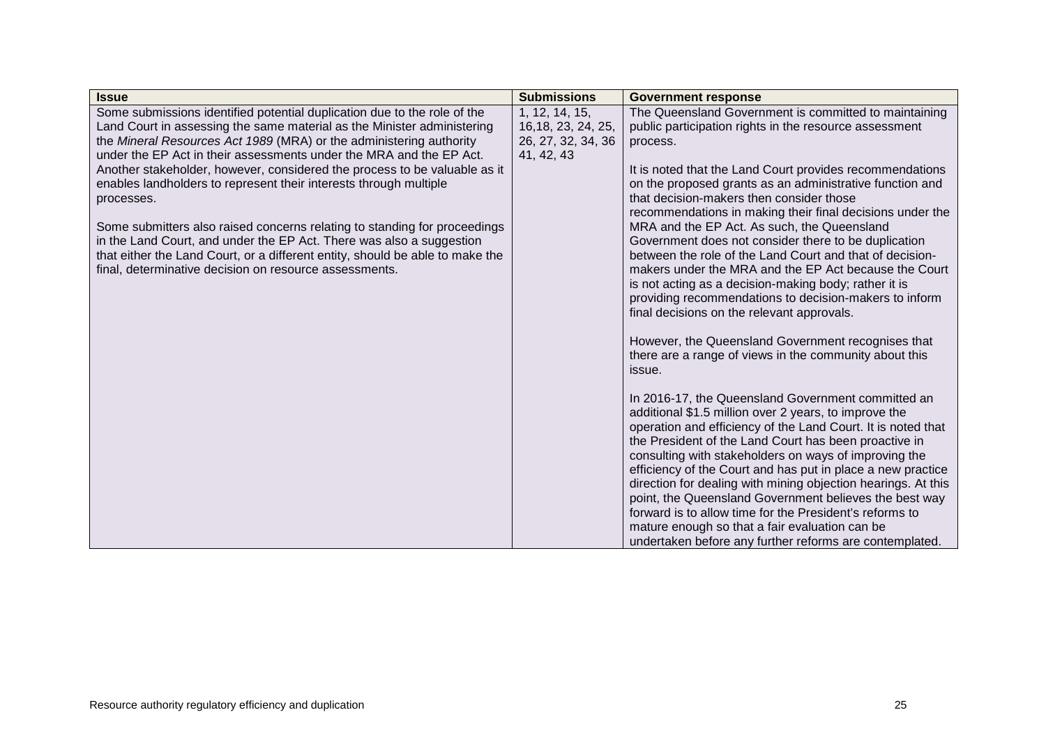| Issue | Submissions | Government response |
|---|---|---|
| Some submissions identified potential duplication due to the role of the Land Court in assessing the same material as the Minister administering the *Mineral Resources Act 1989* (MRA) or the administering authority under the EP Act in their assessments under the MRA and the EP Act. Another stakeholder, however, considered the process to be valuable as it enables landholders to represent their interests through multiple processes.<br><br>Some submitters also raised concerns relating to standing for proceedings in the Land Court, and under the EP Act. There was also a suggestion that either the Land Court, or a different entity, should be able to make the final, determinative decision on resource assessments. | 1, 12, 14, 15, 16,18, 23, 24, 25, 26, 27, 32, 34, 36 41, 42, 43 | The Queensland Government is committed to maintaining public participation rights in the resource assessment process.<br><br>It is noted that the Land Court provides recommendations on the proposed grants as an administrative function and that decision-makers then consider those recommendations in making their final decisions under the MRA and the EP Act. As such, the Queensland Government does not consider there to be duplication between the role of the Land Court and that of decision-makers under the MRA and the EP Act because the Court is not acting as a decision-making body; rather it is providing recommendations to decision-makers to inform final decisions on the relevant approvals.<br><br>However, the Queensland Government recognises that there are a range of views in the community about this issue.<br><br>In 2016-17, the Queensland Government committed an additional $1.5 million over 2 years, to improve the operation and efficiency of the Land Court. It is noted that the President of the Land Court has been proactive in consulting with stakeholders on ways of improving the efficiency of the Court and has put in place a new practice direction for dealing with mining objection hearings. At this point, the Queensland Government believes the best way forward is to allow time for the President's reforms to mature enough so that a fair evaluation can be undertaken before any further reforms are contemplated. |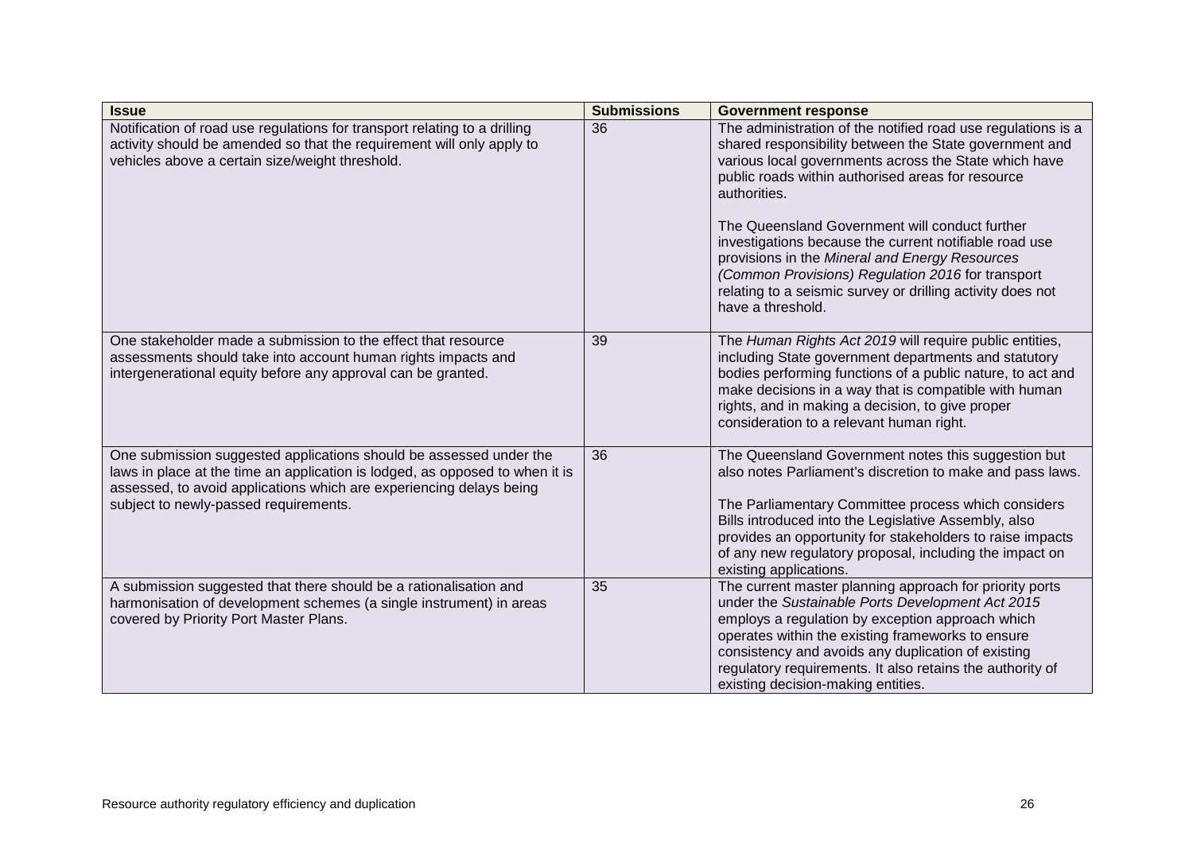| Issue | Submissions | Government response |
| --- | --- | --- |
| Notification of road use regulations for transport relating to a drilling activity should be amended so that the requirement will only apply to vehicles above a certain size/weight threshold. | 36 | The administration of the notified road use regulations is a shared responsibility between the State government and various local governments across the State which have public roads within authorised areas for resource authorities.<br><br>The Queensland Government will conduct further investigations because the current notifiable road use provisions in the *Mineral and Energy Resources (Common Provisions) Regulation 2016* for transport relating to a seismic survey or drilling activity does not have a threshold. |
| One stakeholder made a submission to the effect that resource assessments should take into account human rights impacts and intergenerational equity before any approval can be granted. | 39 | The *Human Rights Act 2019* will require public entities, including State government departments and statutory bodies performing functions of a public nature, to act and make decisions in a way that is compatible with human rights, and in making a decision, to give proper consideration to a relevant human right. |
| One submission suggested applications should be assessed under the laws in place at the time an application is lodged, as opposed to when it is assessed, to avoid applications which are experiencing delays being subject to newly-passed requirements. | 36 | The Queensland Government notes this suggestion but also notes Parliament's discretion to make and pass laws.<br><br>The Parliamentary Committee process which considers Bills introduced into the Legislative Assembly, also provides an opportunity for stakeholders to raise impacts of any new regulatory proposal, including the impact on existing applications. |
| A submission suggested that there should be a rationalisation and harmonisation of development schemes (a single instrument) in areas covered by Priority Port Master Plans. | 35 | The current master planning approach for priority ports under the *Sustainable Ports Development Act 2015* employs a regulation by exception approach which operates within the existing frameworks to ensure consistency and avoids any duplication of existing regulatory requirements. It also retains the authority of existing decision-making entities. |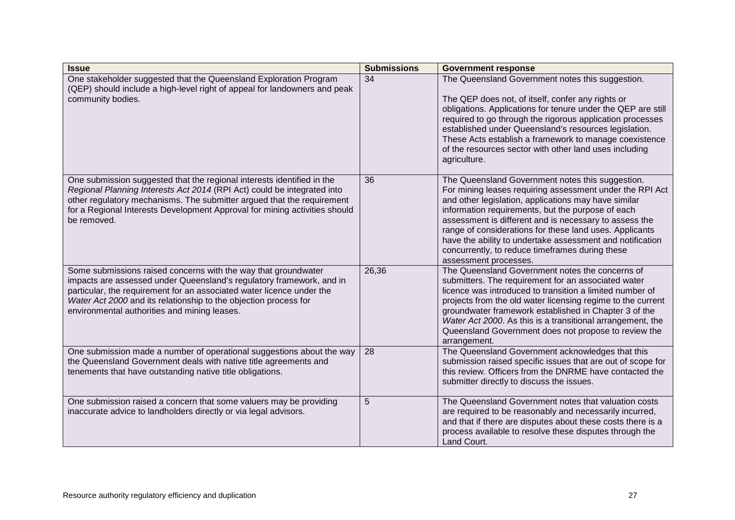| Issue | Submissions | Government response |
|---|---|---|
| One stakeholder suggested that the Queensland Exploration Program (QEP) should include a high-level right of appeal for landowners and peak community bodies. | 34 | The Queensland Government notes this suggestion.<br><br>The QEP does not, of itself, confer any rights or obligations. Applications for tenure under the QEP are still required to go through the rigorous application processes established under Queensland's resources legislation. These Acts establish a framework to manage coexistence of the resources sector with other land uses including agriculture. |
| One submission suggested that the regional interests identified in the *Regional Planning Interests Act 2014* (RPI Act) could be integrated into other regulatory mechanisms. The submitter argued that the requirement for a Regional Interests Development Approval for mining activities should be removed. | 36 | The Queensland Government notes this suggestion. For mining leases requiring assessment under the RPI Act and other legislation, applications may have similar information requirements, but the purpose of each assessment is different and is necessary to assess the range of considerations for these land uses. Applicants have the ability to undertake assessment and notification concurrently, to reduce timeframes during these assessment processes. |
| Some submissions raised concerns with the way that groundwater impacts are assessed under Queensland's regulatory framework, and in particular, the requirement for an associated water licence under the *Water Act 2000* and its relationship to the objection process for environmental authorities and mining leases. | 26,36 | The Queensland Government notes the concerns of submitters. The requirement for an associated water licence was introduced to transition a limited number of projects from the old water licensing regime to the current groundwater framework established in Chapter 3 of the *Water Act 2000*. As this is a transitional arrangement, the Queensland Government does not propose to review the arrangement. |
| One submission made a number of operational suggestions about the way the Queensland Government deals with native title agreements and tenements that have outstanding native title obligations. | 28 | The Queensland Government acknowledges that this submission raised specific issues that are out of scope for this review. Officers from the DNRME have contacted the submitter directly to discuss the issues. |
| One submission raised a concern that some valuers may be providing inaccurate advice to landholders directly or via legal advisors. | 5 | The Queensland Government notes that valuation costs are required to be reasonably and necessarily incurred, and that if there are disputes about these costs there is a process available to resolve these disputes through the Land Court. |